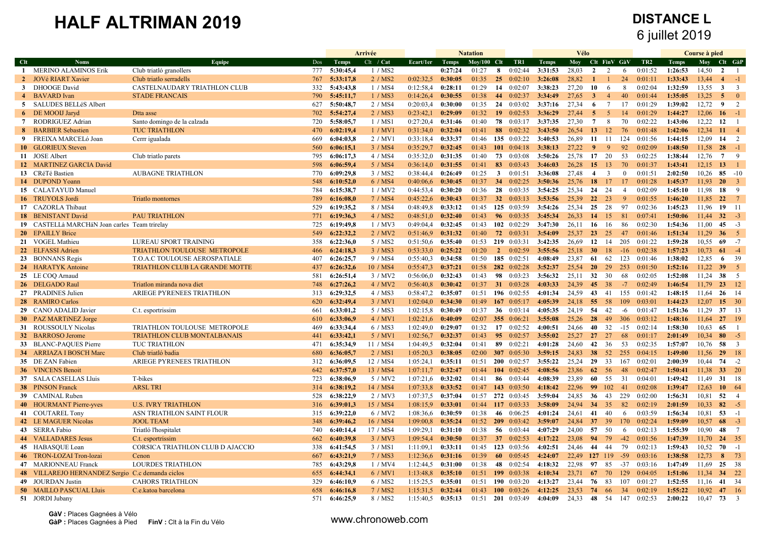# HALF ALTRIMAN 2019

## DISTANCE L
6 juillet 2019

| Clt | Noms | Equipe | Dos | Arrivée Temps | Clt / Cat | Ecart/1er | Natation Temps | Moy/100 | Clt | TR1 | Vélo Temps | Moy | Clt | FinV | GàV | TR2 | Course à pied Temps | Moy | Clt | GàP |
|---|---|---|---|---|---|---|---|---|---|---|---|---|---|---|---|---|---|---|---|---|
| 1 | MERINO ALAMINOS Erik | Club triatló granollers | 777 | 5:30:45,4 | 1 / MS2 | | 0:27:24 | 01:27 | 8 | 0:02:44 | 3:31:53 | 28,03 | 2 | 2 | 6 | 0:01:52 | 1:26:53 | 14,50 | 2 | 1 |
| 2 | JOVé RIART Xavier | Club triatlo serradells | 767 | 5:33:17,8 | 2 / MS2 | 0:02:32,5 | 0:30:05 | 01:35 | 25 | 0:02:10 | 3:26:08 | 28,82 | 1 | 1 | 24 | 0:01:11 | 1:33:43 | 13,44 | 4 | -1 |
| 3 | DHOOGE David | CASTELNAUDARY TRIATHLON CLUB | 332 | 5:43:43,8 | 1 / MS4 | 0:12:58,4 | 0:28:11 | 01:29 | 14 | 0:02:07 | 3:38:23 | 27,20 | 10 | 6 | 8 | 0:02:04 | 1:32:59 | 13,55 | 3 | 3 |
| 4 | BAVARD Ivan | STADE FRANCAIS | 790 | 5:45:11,7 | 1 / MS3 | 0:14:26,4 | 0:30:55 | 01:38 | 44 | 0:02:37 | 3:34:49 | 27,65 | 3 | 4 | 40 | 0:01:44 | 1:35:05 | 13,25 | 5 | 0 |
| 5 | SALUDES BELLéS Albert | | 627 | 5:50:48,7 | 2 / MS4 | 0:20:03,4 | 0:30:00 | 01:35 | 24 | 0:03:02 | 3:37:16 | 27,34 | 6 | 7 | 17 | 0:01:29 | 1:39:02 | 12,72 | 9 | 2 |
| 6 | DE MOOIJ Jaryd | Dtta asse | 702 | 5:54:27,4 | 2 / MS3 | 0:23:42,1 | 0:29:09 | 01:32 | 19 | 0:02:53 | 3:36:29 | 27,44 | 5 | 5 | 14 | 0:01:29 | 1:44:27 | 12,06 | 16 | -1 |
| 7 | RODRIGUEZ Adrian | Santo domingo de la calzada | 720 | 5:58:05,7 | 1 / MS1 | 0:27:20,4 | 0:31:46 | 01:40 | 78 | 0:03:17 | 3:37:35 | 27,30 | 7 | 8 | 70 | 0:02:22 | 1:43:06 | 12,22 | 12 | 1 |
| 8 | BARBIER Sebastien | TUC TRIATHLON | 470 | 6:02:19,4 | 1 / MV1 | 0:31:34,0 | 0:32:04 | 01:41 | 88 | 0:02:32 | 3:43:50 | 26,54 | 13 | 12 | 76 | 0:01:48 | 1:42:06 | 12,34 | 11 | 4 |
| 9 | FREIXA MARCELó Joan | Cerrr igualada | 669 | 6:04:03,8 | 2 / MV1 | 0:33:18,4 | 0:33:37 | 01:46 | 135 | 0:03:22 | 3:40:53 | 26,89 | 11 | 11 | 124 | 0:01:56 | 1:44:15 | 12,09 | 14 | 2 |
| 10 | GLORIEUX Steven | | 560 | 6:06:15,1 | 3 / MS4 | 0:35:29,7 | 0:32:45 | 01:43 | 101 | 0:04:18 | 3:38:13 | 27,22 | 9 | 9 | 92 | 0:02:09 | 1:48:50 | 11,58 | 28 | -1 |
| 11 | JOSE Albert | Club triatlo parets | 795 | 6:06:17,3 | 4 / MS4 | 0:35:32,0 | 0:31:35 | 01:40 | 73 | 0:03:08 | 3:50:26 | 25,78 | 17 | 20 | 53 | 0:02:25 | 1:38:44 | 12,76 | 7 | 9 |
| 12 | MARTINEZ GARCIA David | | 598 | 6:06:59,4 | 5 / MS4 | 0:36:14,0 | 0:31:55 | 01:41 | 83 | 0:03:43 | 3:46:03 | 26,28 | 15 | 13 | 70 | 0:01:37 | 1:43:41 | 12,15 | 13 | 1 |
| 13 | CRéTé Bastien | AUBAGNE TRIATHLON | 770 | 6:09:29,8 | 3 / MS2 | 0:38:44,4 | 0:26:49 | 01:25 | 3 | 0:01:51 | 3:36:08 | 27,48 | 4 | 3 | 0 | 0:01:51 | 2:02:50 | 10,26 | 85 | -10 |
| 14 | DUPOND Yoann | | 548 | 6:10:52,0 | 6 / MS4 | 0:40:06,6 | 0:30:45 | 01:37 | 34 | 0:02:25 | 3:50:36 | 25,76 | 18 | 17 | 17 | 0:01:28 | 1:45:37 | 11,93 | 20 | 3 |
| 15 | CALATAYUD Manuel | | 784 | 6:15:38,7 | 1 / MV2 | 0:44:53,4 | 0:30:20 | 01:36 | 28 | 0:03:35 | 3:54:25 | 25,34 | 24 | 24 | 4 | 0:02:09 | 1:45:10 | 11,98 | 18 | 9 |
| 16 | TRUYOLS Jordi | Triatlo montornes | 789 | 6:16:08,0 | 7 / MS4 | 0:45:22,6 | 0:30:43 | 01:37 | 32 | 0:03:13 | 3:53:56 | 25,39 | 22 | 23 | 9 | 0:01:55 | 1:46:20 | 11,85 | 22 | 7 |
| 17 | CAZORLA Thibaut | | 529 | 6:19:35,2 | 8 / MS4 | 0:48:49,8 | 0:33:12 | 01:45 | 125 | 0:03:59 | 3:54:26 | 25,34 | 25 | 28 | 97 | 0:02:36 | 1:45:23 | 11,96 | 19 | 11 |
| 18 | BENISTANT David | PAU TRIATHLON | 771 | 6:19:36,3 | 4 / MS2 | 0:48:51,0 | 0:32:40 | 01:43 | 96 | 0:03:35 | 3:45:34 | 26,33 | 14 | 15 | 81 | 0:07:41 | 1:50:06 | 11,44 | 32 | -3 |
| 19 | CASTELLà MARCHáN Joan carles | Team trirelay | 725 | 6:19:49,8 | 1 / MV3 | 0:49:04,4 | 0:32:45 | 01:43 | 102 | 0:02:29 | 3:47:30 | 26,11 | 16 | 16 | 86 | 0:02:30 | 1:54:36 | 11,00 | 45 | -3 |
| 20 | EPAILLY Brice | | 549 | 6:22:32,2 | 2 / MV2 | 0:51:46,9 | 0:31:32 | 01:40 | 72 | 0:03:31 | 3:54:09 | 25,37 | 23 | 25 | 47 | 0:01:46 | 1:51:34 | 11,29 | 36 | 5 |
| 21 | VOGEL Mathieu | LUREAU SPORT TRAINING | 358 | 6:22:36,0 | 5 / MS2 | 0:51:50,6 | 0:35:40 | 01:53 | 219 | 0:03:31 | 3:42:35 | 26,69 | 12 | 14 | 205 | 0:01:22 | 1:59:28 | 10,55 | 69 | -7 |
| 22 | ELFASSI Adrien | TRIATHLON TOULOUSE METROPOLE | 466 | 6:24:18,3 | 3 / MS3 | 0:53:33,0 | 0:25:22 | 01:20 | 2 | 0:02:59 | 3:55:56 | 25,18 | 30 | 18 | -16 | 0:02:38 | 1:57:23 | 10,73 | 61 | -4 |
| 23 | BONNANS Regis | T.O.A.C TOULOUSE AEROSPATIALE | 407 | 6:25:25,7 | 9 / MS4 | 0:54:40,3 | 0:34:58 | 01:50 | 185 | 0:02:51 | 4:08:49 | 23,87 | 61 | 62 | 123 | 0:01:46 | 1:38:02 | 12,85 | 6 | 39 |
| 24 | HARATYK Antoine | TRIATHLON CLUB LA GRANDE MOTTE | 437 | 6:26:32,6 | 10 / MS4 | 0:55:47,3 | 0:37:21 | 01:58 | 282 | 0:02:28 | 3:52:37 | 25,54 | 20 | 29 | 253 | 0:01:50 | 1:52:16 | 11,22 | 39 | 5 |
| 25 | LE COQ Arnaud | | 581 | 6:26:51,4 | 3 / MV2 | 0:56:06,0 | 0:32:43 | 01:43 | 98 | 0:03:23 | 3:56:32 | 25,11 | 32 | 30 | 68 | 0:02:05 | 1:52:08 | 11,24 | 38 | 5 |
| 26 | DELGADO Raul | Triatlon miranda nova diet | 748 | 6:27:26,2 | 4 / MV2 | 0:56:40,8 | 0:30:42 | 01:37 | 31 | 0:03:28 | 4:03:33 | 24,39 | 45 | 38 | -7 | 0:02:49 | 1:46:54 | 11,79 | 23 | 12 |
| 27 | PRADINES Julien | ARIEGE PYRENEES TRIATHLON | 313 | 6:29:32,5 | 4 / MS3 | 0:58:47,2 | 0:35:07 | 01:51 | 196 | 0:02:55 | 4:01:34 | 24,59 | 43 | 41 | 155 | 0:01:42 | 1:48:15 | 11,64 | 26 | 14 |
| 28 | RAMIRO Carlos | | 620 | 6:32:49,4 | 3 / MV1 | 1:02:04,0 | 0:34:30 | 01:49 | 167 | 0:05:17 | 4:05:39 | 24,18 | 55 | 58 | 109 | 0:03:01 | 1:44:23 | 12,07 | 15 | 30 |
| 29 | CANO ADALID Javier | C.t. esportrissim | 661 | 6:33:01,2 | 5 / MS3 | 1:02:15,8 | 0:30:49 | 01:37 | 36 | 0:03:14 | 4:05:35 | 24,19 | 54 | 42 | -6 | 0:01:47 | 1:51:36 | 11,29 | 37 | 13 |
| 30 | PAZ MARTíNEZ Jorge | | 610 | 6:33:06,9 | 4 / MV1 | 1:02:21,6 | 0:40:09 | 02:07 | 355 | 0:06:21 | 3:55:08 | 25,26 | 28 | 49 | 306 | 0:03:12 | 1:48:16 | 11,64 | 27 | 19 |
| 31 | ROUSSOULY Nicolas | TRIATHLON TOULOUSE METROPOLE | 469 | 6:33:34,4 | 6 / MS3 | 1:02:49,0 | 0:29:07 | 01:32 | 17 | 0:02:52 | 4:00:51 | 24,66 | 40 | 32 | -15 | 0:02:14 | 1:58:30 | 10,63 | 65 | 1 |
| 32 | BARROSO Jerome | TRIATHLON CLUB MONTALBANAIS | 441 | 6:33:42,1 | 5 / MV1 | 1:02:56,7 | 0:32:37 | 01:43 | 95 | 0:02:57 | 3:55:02 | 25,27 | 27 | 27 | 68 | 0:01:17 | 2:01:49 | 10,34 | 80 | -5 |
| 33 | BLANC-PAQUES Pierre | TUC TRIATHLON | 471 | 6:35:34,9 | 11 / MS4 | 1:04:49,5 | 0:32:04 | 01:41 | 89 | 0:02:21 | 4:01:28 | 24,60 | 42 | 36 | 53 | 0:02:35 | 1:57:07 | 10,76 | 58 | 3 |
| 34 | ARRIAZA I BOSCH Marc | Club triatló badia | 680 | 6:36:05,7 | 2 / MS1 | 1:05:20,3 | 0:38:05 | 02:00 | 307 | 0:05:30 | 3:59:15 | 24,83 | 38 | 52 | 255 | 0:04:15 | 1:49:00 | 11,56 | 29 | 18 |
| 35 | DE ZAN Fabien | ARIEGE PYRENEES TRIATHLON | 312 | 6:36:09,5 | 12 / MS4 | 1:05:24,1 | 0:35:11 | 01:51 | 200 | 0:02:57 | 3:55:22 | 25,24 | 29 | 33 | 167 | 0:02:01 | 2:00:39 | 10,44 | 74 | -2 |
| 36 | VINCENS Benoit | | 642 | 6:37:57,0 | 13 / MS4 | 1:07:11,7 | 0:32:47 | 01:44 | 104 | 0:02:45 | 4:08:56 | 23,86 | 62 | 56 | 48 | 0:02:47 | 1:50:41 | 11,38 | 33 | 20 |
| 37 | SALA CASELLAS Lluis | T-bikes | 723 | 6:38:06,9 | 5 / MV2 | 1:07:21,6 | 0:32:02 | 01:41 | 86 | 0:03:44 | 4:08:39 | 23,89 | 60 | 55 | 31 | 0:04:01 | 1:49:42 | 11,49 | 31 | 18 |
| 38 | PINSON Franck | ARSL TRI | 314 | 6:38:19,2 | 14 / MS4 | 1:07:33,8 | 0:33:52 | 01:47 | 143 | 0:03:50 | 4:18:42 | 22,96 | 99 | 102 | 41 | 0:02:08 | 1:39:47 | 12,63 | 10 | 64 |
| 39 | CAMINAL Ruben | | 528 | 6:38:22,9 | 2 / MV3 | 1:07:37,5 | 0:37:04 | 01:57 | 272 | 0:03:45 | 3:59:04 | 24,85 | 36 | 43 | 229 | 0:02:00 | 1:56:31 | 10,81 | 52 | 4 |
| 40 | HOURMANT Pierre-yves | U.S. IVRY TRIATHLON | 316 | 6:39:01,3 | 15 / MS4 | 1:08:15,9 | 0:33:01 | 01:44 | 117 | 0:03:33 | 3:58:09 | 24,94 | 34 | 35 | 82 | 0:02:19 | 2:01:59 | 10,33 | 82 | -5 |
| 41 | COUTAREL Tony | ASN TRIATHLON SAINT FLOUR | 315 | 6:39:22,0 | 6 / MV2 | 1:08:36,6 | 0:30:59 | 01:38 | 46 | 0:06:25 | 4:01:24 | 24,61 | 41 | 40 | 6 | 0:03:59 | 1:56:34 | 10,81 | 53 | -1 |
| 42 | LE MAGUER Nicolas | JOOL TEAM | 348 | 6:39:46,2 | 16 / MS4 | 1:09:00,8 | 0:35:24 | 01:52 | 209 | 0:03:42 | 3:59:07 | 24,84 | 37 | 39 | 170 | 0:02:24 | 1:59:09 | 10,57 | 68 | -3 |
| 43 | SERRA Fabio | Triatló l'hospitalet | 740 | 6:40:14,4 | 17 / MS4 | 1:09:29,1 | 0:31:10 | 01:38 | 56 | 0:03:44 | 4:07:29 | 24,00 | 57 | 50 | 6 | 0:02:13 | 1:55:39 | 10,90 | 48 | 7 |
| 44 | VALLADARES Jesus | C.t. esportrissim | 662 | 6:40:39,8 | 3 / MV3 | 1:09:54,4 | 0:30:50 | 01:37 | 37 | 0:02:53 | 4:17:22 | 23,08 | 94 | 79 | -42 | 0:01:56 | 1:47:39 | 11,70 | 24 | 35 |
| 45 | HABASQUE Loan | CORSICA TRIATHLON CLUB D AJACCIO | 338 | 6:41:54,5 | 3 / MS1 | 1:11:09,1 | 0:33:11 | 01:45 | 123 | 0:03:56 | 4:02:51 | 24,46 | 44 | 44 | 79 | 0:02:13 | 1:59:43 | 10,52 | 70 | -1 |
| 46 | TRON-LOZAI Tron-lozai | Cenon | 667 | 6:43:21,9 | 7 / MS3 | 1:12:36,6 | 0:31:16 | 01:39 | 60 | 0:05:45 | 4:24:07 | 22,49 | 127 | 119 | -59 | 0:03:16 | 1:38:58 | 12,73 | 8 | 73 |
| 47 | MARIONNEAU Franck | LOURDES TRIATHLON | 785 | 6:43:29,8 | 1 / MV4 | 1:12:44,5 | 0:31:00 | 01:38 | 48 | 0:02:54 | 4:18:32 | 22,98 | 97 | 85 | -37 | 0:03:16 | 1:47:49 | 11,69 | 25 | 38 |
| 48 | VILLAREJO HERNANDEZ Sergio | C.c demanda ciclos | 655 | 6:44:34,1 | 6 / MV1 | 1:13:48,8 | 0:35:10 | 01:51 | 199 | 0:03:38 | 4:10:34 | 23,71 | 67 | 70 | 129 | 0:04:05 | 1:51:06 | 11,34 | 34 | 22 |
| 49 | JOURDAN Justin | CAHORS TRIATHLON | 329 | 6:46:10,9 | 6 / MS2 | 1:15:25,5 | 0:35:01 | 01:51 | 190 | 0:03:20 | 4:13:27 | 23,44 | 76 | 83 | 107 | 0:01:27 | 1:52:55 | 11,16 | 41 | 34 |
| 50 | MAILLO PASCUAL Lluis | C.e.katoa barcelona | 658 | 6:46:16,8 | 7 / MS2 | 1:15:31,5 | 0:32:44 | 01:43 | 100 | 0:03:26 | 4:12:25 | 23,53 | 74 | 66 | 34 | 0:02:19 | 1:55:22 | 10,92 | 47 | 16 |
| 51 | JORDI Jubany | | 571 | 6:46:25,9 | 8 / MS2 | 1:15:40,5 | 0:35:13 | 01:51 | 201 | 0:03:49 | 4:04:09 | 24,33 | 48 | 54 | 147 | 0:02:53 | 2:00:22 | 10,47 | 73 | 3 |

**GàV :** Places Gagnées à Vélo
**GàP :** Places Gagnées à Pied **FinV :** Clt à la Fin du Vélo

www.chronoweb.com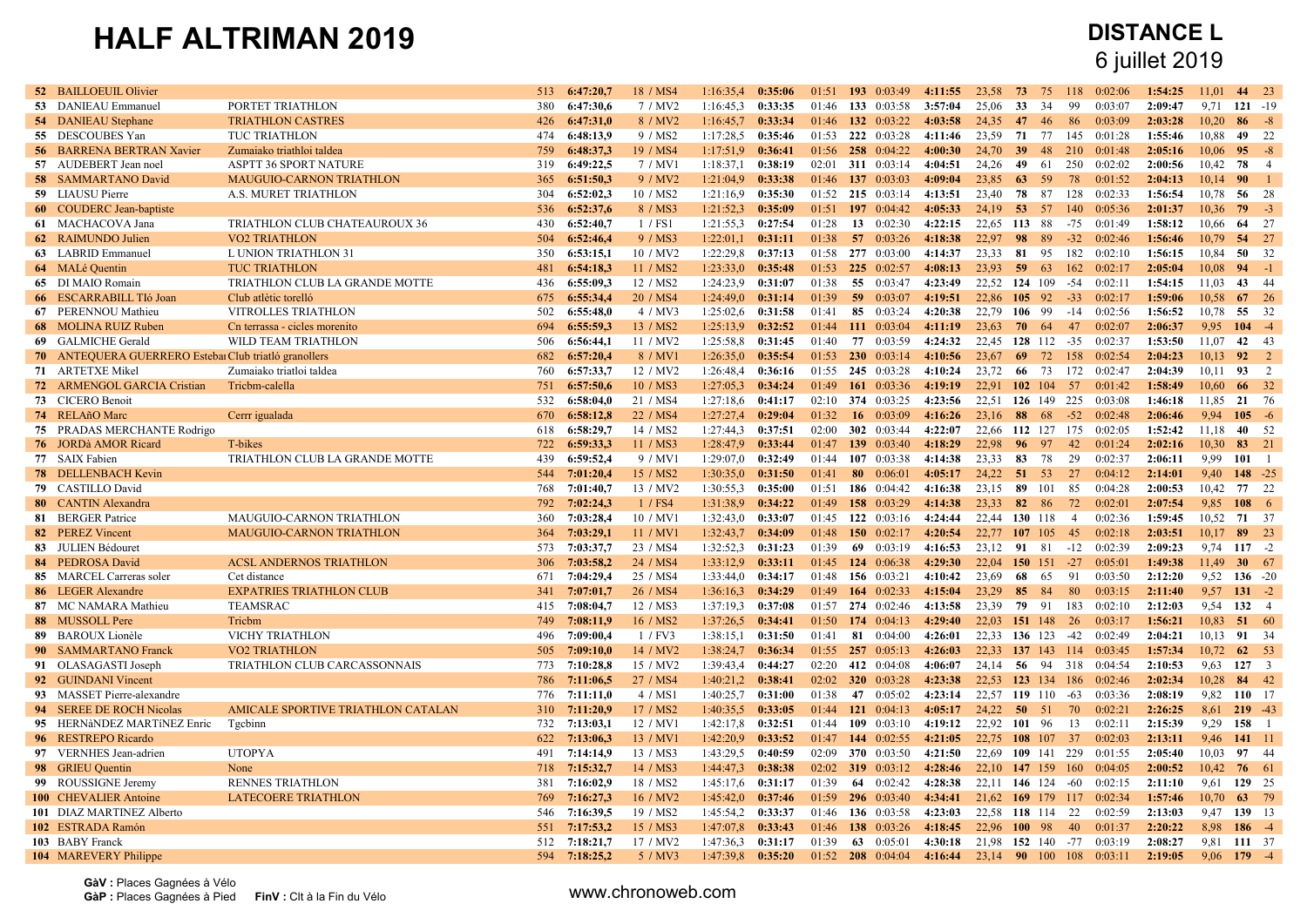# HALF ALTRIMAN 2019

## DISTANCE L
6 juillet 2019

| Clt | Nom | Club | Dos | Temps | Cat | Écart | Natation | T1 | Clt | Vélo | Clt Vélo | Cumul | Moy | FinV | Clt | GàV | T2 | Course | Moy | Clt | GàP |
|---|---|---|---|---|---|---|---|---|---|---|---|---|---|---|---|---|---|---|---|---|---|
| 52 | BAILLOEUIL Olivier | | 513 | 6:47:20,7 | 18 / MS4 | 1:16:35,4 | 0:35:06 | 01:51 | 193 | 0:03:49 | 4:11:55 | 23,58 | 73 | 75 | 118 | 0:02:06 | 1:54:25 | 11,01 | 44 | 23 |
| 53 | DANIEAU Emmanuel | PORTET TRIATHLON | 380 | 6:47:30,6 | 7 / MV2 | 1:16:45,3 | 0:33:35 | 01:46 | 133 | 0:03:58 | 3:57:04 | 25,06 | 33 | 34 | 99 | 0:03:07 | 2:09:47 | 9,71 | 121 | -19 |
| 54 | DANIEAU Stephane | TRIATHLON CASTRES | 426 | 6:47:31,0 | 8 / MV2 | 1:16:45,7 | 0:33:34 | 01:46 | 132 | 0:03:22 | 4:03:58 | 24,35 | 47 | 46 | 86 | 0:03:09 | 2:03:28 | 10,20 | 86 | -8 |
| 55 | DESCOUBES Yan | TUC TRIATHLON | 474 | 6:48:13,9 | 9 / MS2 | 1:17:28,5 | 0:35:46 | 01:53 | 222 | 0:03:28 | 4:11:46 | 23,59 | 71 | 77 | 145 | 0:01:28 | 1:55:46 | 10,88 | 49 | 22 |
| 56 | BARRENA BERTRAN Xavier | Zumaiako triathloi taldea | 759 | 6:48:37,3 | 19 / MS4 | 1:17:51,9 | 0:36:41 | 01:56 | 258 | 0:04:22 | 4:00:30 | 24,70 | 39 | 48 | 210 | 0:01:48 | 2:05:16 | 10,06 | 95 | -8 |
| 57 | AUDEBERT Jean noel | ASPTT 36 SPORT NATURE | 319 | 6:49:22,5 | 7 / MV1 | 1:18:37,1 | 0:38:19 | 02:01 | 311 | 0:03:14 | 4:04:51 | 24,26 | 49 | 61 | 250 | 0:02:02 | 2:00:56 | 10,42 | 78 | 4 |
| 58 | SAMMARTANO David | MAUGUIO-CARNON TRIATHLON | 365 | 6:51:50,3 | 9 / MV2 | 1:21:04,9 | 0:33:38 | 01:46 | 137 | 0:03:03 | 4:09:04 | 23,85 | 63 | 59 | 78 | 0:01:52 | 2:04:13 | 10,14 | 90 | 1 |
| 59 | LIAUSU Pierre | A.S. MURET TRIATHLON | 304 | 6:52:02,3 | 10 / MS2 | 1:21:16,9 | 0:35:30 | 01:52 | 215 | 0:03:14 | 4:13:51 | 23,40 | 78 | 87 | 128 | 0:02:33 | 1:56:54 | 10,78 | 56 | 28 |
| 60 | COUDERC Jean-baptiste | | 536 | 6:52:37,6 | 8 / MS3 | 1:21:52,3 | 0:35:09 | 01:51 | 197 | 0:04:42 | 4:05:33 | 24,19 | 53 | 57 | 140 | 0:05:36 | 2:01:37 | 10,36 | 79 | -3 |
| 61 | MACHACOVA Jana | TRIATHLON CLUB CHATEAUROUX 36 | 430 | 6:52:40,7 | 1 / FS1 | 1:21:55,3 | 0:27:54 | 01:28 | 13 | 0:02:30 | 4:22:15 | 22,65 | 113 | 88 | -75 | 0:01:49 | 1:58:12 | 10,66 | 64 | 27 |
| 62 | RAIMUNDO Julien | VO2 TRIATHLON | 504 | 6:52:46,4 | 9 / MS3 | 1:22:01,1 | 0:31:11 | 01:38 | 57 | 0:03:26 | 4:18:38 | 22,97 | 98 | 89 | -32 | 0:02:46 | 1:56:46 | 10,79 | 54 | 27 |
| 63 | LABRID Emmanuel | L UNION TRIATHLON 31 | 350 | 6:53:15,1 | 10 / MV2 | 1:22:29,8 | 0:37:13 | 01:58 | 277 | 0:03:00 | 4:14:37 | 23,33 | 81 | 95 | 182 | 0:02:10 | 1:56:15 | 10,84 | 50 | 32 |
| 64 | MALé Quentin | TUC TRIATHLON | 481 | 6:54:18,3 | 11 / MS2 | 1:23:33,0 | 0:35:48 | 01:53 | 225 | 0:02:57 | 4:08:13 | 23,93 | 59 | 63 | 162 | 0:02:17 | 2:05:04 | 10,08 | 94 | -1 |
| 65 | DI MAIO Romain | TRIATHLON CLUB LA GRANDE MOTTE | 436 | 6:55:09,3 | 12 / MS2 | 1:24:23,9 | 0:31:07 | 01:38 | 55 | 0:03:47 | 4:23:49 | 22,52 | 124 | 109 | -54 | 0:02:11 | 1:54:15 | 11,03 | 43 | 44 |
| 66 | ESCARRABILL TIó Joan | Club atlètic torelló | 675 | 6:55:34,4 | 20 / MS4 | 1:24:49,0 | 0:31:14 | 01:39 | 59 | 0:03:07 | 4:19:51 | 22,86 | 105 | 92 | -33 | 0:02:17 | 1:59:06 | 10,58 | 67 | 26 |
| 67 | PERENNOU Mathieu | VITROLLES TRIATHLON | 502 | 6:55:48,0 | 4 / MV3 | 1:25:02,6 | 0:31:58 | 01:41 | 85 | 0:03:24 | 4:20:38 | 22,79 | 106 | 99 | -14 | 0:02:56 | 1:56:52 | 10,78 | 55 | 32 |
| 68 | MOLINA RUIZ Ruben | Cn terrassa - cicles morenito | 694 | 6:55:59,3 | 13 / MS2 | 1:25:13,9 | 0:32:52 | 01:44 | 111 | 0:03:04 | 4:11:19 | 23,63 | 70 | 64 | 47 | 0:02:07 | 2:06:37 | 9,95 | 104 | -4 |
| 69 | GALMICHE Gerald | WILD TEAM TRIATHLON | 506 | 6:56:44,1 | 11 / MV2 | 1:25:58,8 | 0:31:45 | 01:40 | 77 | 0:03:59 | 4:24:32 | 22,45 | 128 | 112 | -35 | 0:02:37 | 1:53:50 | 11,07 | 42 | 43 |
| 70 | ANTEQUERA GUERRERO Esteban | Club triatló granollers | 682 | 6:57:20,4 | 8 / MV1 | 1:26:35,0 | 0:35:54 | 01:53 | 230 | 0:03:14 | 4:10:56 | 23,67 | 69 | 72 | 158 | 0:02:54 | 2:04:23 | 10,13 | 92 | 2 |
| 71 | ARTETXE Mikel | Zumaiako triatloi taldea | 760 | 6:57:33,7 | 12 / MV2 | 1:26:48,4 | 0:36:16 | 01:55 | 245 | 0:03:28 | 4:10:24 | 23,72 | 66 | 73 | 172 | 0:02:47 | 2:04:39 | 10,11 | 93 | 2 |
| 72 | ARMENGOL GARCIA Cristian | Tricbm-calella | 751 | 6:57:50,6 | 10 / MS3 | 1:27:05,3 | 0:34:24 | 01:49 | 161 | 0:03:36 | 4:19:19 | 22,91 | 102 | 104 | 57 | 0:01:42 | 1:58:49 | 10,60 | 66 | 32 |
| 73 | CICERO Benoit | | 532 | 6:58:04,0 | 21 / MS4 | 1:27:18,6 | 0:41:17 | 02:10 | 374 | 0:03:25 | 4:23:56 | 22,51 | 126 | 149 | 225 | 0:03:08 | 1:46:18 | 11,85 | 21 | 76 |
| 74 | RELAñO Marc | Cerrr igualada | 670 | 6:58:12,8 | 22 / MS4 | 1:27:27,4 | 0:29:04 | 01:32 | 16 | 0:03:09 | 4:16:26 | 23,16 | 88 | 68 | -52 | 0:02:48 | 2:06:46 | 9,94 | 105 | -6 |
| 75 | PRADAS MERCHANTE Rodrigo | | 618 | 6:58:29,7 | 14 / MS2 | 1:27:44,3 | 0:37:51 | 02:00 | 302 | 0:03:44 | 4:22:07 | 22,66 | 112 | 127 | 175 | 0:02:05 | 1:52:42 | 11,18 | 40 | 52 |
| 76 | JORDà AMOR Ricard | T-bikes | 722 | 6:59:33,3 | 11 / MS3 | 1:28:47,9 | 0:33:44 | 01:47 | 139 | 0:03:40 | 4:18:29 | 22,98 | 96 | 97 | 42 | 0:01:24 | 2:02:16 | 10,30 | 83 | 21 |
| 77 | SAIX Fabien | TRIATHLON CLUB LA GRANDE MOTTE | 439 | 6:59:52,4 | 9 / MV1 | 1:29:07,0 | 0:32:49 | 01:44 | 107 | 0:03:38 | 4:14:38 | 23,33 | 83 | 78 | 29 | 0:02:37 | 2:06:11 | 9,99 | 101 | 1 |
| 78 | DELLENBACH Kevin | | 544 | 7:01:20,4 | 15 / MS2 | 1:30:35,0 | 0:31:50 | 01:41 | 80 | 0:06:01 | 4:05:17 | 24,22 | 51 | 53 | 27 | 0:04:12 | 2:14:01 | 9,40 | 148 | -25 |
| 79 | CASTILLO David | | 768 | 7:01:40,7 | 13 / MV2 | 1:30:55,3 | 0:35:00 | 01:51 | 186 | 0:04:42 | 4:16:38 | 23,15 | 89 | 101 | 85 | 0:04:28 | 2:00:53 | 10,42 | 77 | 22 |
| 80 | CANTIN Alexandra | | 792 | 7:02:24,3 | 1 / FS4 | 1:31:38,9 | 0:34:22 | 01:49 | 158 | 0:03:29 | 4:14:38 | 23,33 | 82 | 86 | 72 | 0:02:01 | 2:07:54 | 9,85 | 108 | 6 |
| 81 | BERGER Patrice | MAUGUIO-CARNON TRIATHLON | 360 | 7:03:28,4 | 10 / MV1 | 1:32:43,0 | 0:33:07 | 01:45 | 122 | 0:03:16 | 4:24:44 | 22,44 | 130 | 118 | 4 | 0:02:36 | 1:59:45 | 10,52 | 71 | 37 |
| 82 | PEREZ Vincent | MAUGUIO-CARNON TRIATHLON | 364 | 7:03:29,1 | 11 / MV1 | 1:32:43,7 | 0:34:09 | 01:48 | 150 | 0:02:17 | 4:20:54 | 22,77 | 107 | 105 | 45 | 0:02:18 | 2:03:51 | 10,17 | 89 | 23 |
| 83 | JULIEN Bédouret | | 573 | 7:03:37,7 | 23 / MS4 | 1:32:52,3 | 0:31:23 | 01:39 | 69 | 0:03:19 | 4:16:53 | 23,12 | 91 | 81 | -12 | 0:02:39 | 2:09:23 | 9,74 | 117 | -2 |
| 84 | PEDROSA David | ACSL ANDERNOS TRIATHLON | 306 | 7:03:58,2 | 24 / MS4 | 1:33:12,9 | 0:33:11 | 01:45 | 124 | 0:06:38 | 4:29:30 | 22,04 | 150 | 151 | -27 | 0:05:01 | 1:49:38 | 11,49 | 30 | 67 |
| 85 | MARCEL Carreras soler | Cet distance | 671 | 7:04:29,4 | 25 / MS4 | 1:33:44,0 | 0:34:17 | 01:48 | 156 | 0:03:21 | 4:10:42 | 23,69 | 68 | 65 | 91 | 0:03:50 | 2:12:20 | 9,52 | 136 | -20 |
| 86 | LEGER Alexandre | EXPATRIES TRIATHLON CLUB | 341 | 7:07:01,7 | 26 / MS4 | 1:36:16,3 | 0:34:29 | 01:49 | 164 | 0:02:33 | 4:15:04 | 23,29 | 85 | 84 | 80 | 0:03:15 | 2:11:40 | 9,57 | 131 | -2 |
| 87 | MC NAMARA Mathieu | TEAMSRAC | 415 | 7:08:04,7 | 12 / MS3 | 1:37:19,3 | 0:37:08 | 01:57 | 274 | 0:02:46 | 4:13:58 | 23,39 | 79 | 91 | 183 | 0:02:10 | 2:12:03 | 9,54 | 132 | 4 |
| 88 | MUSSOLL Pere | Tricbm | 749 | 7:08:11,9 | 16 / MS2 | 1:37:26,5 | 0:34:41 | 01:50 | 174 | 0:04:13 | 4:29:40 | 22,03 | 151 | 148 | 26 | 0:03:17 | 1:56:21 | 10,83 | 51 | 60 |
| 89 | BAROUX Lionèle | VICHY TRIATHLON | 496 | 7:09:00,4 | 1 / FV3 | 1:38:15,1 | 0:31:50 | 01:41 | 81 | 0:04:00 | 4:26:01 | 22,33 | 136 | 123 | -42 | 0:02:49 | 2:04:21 | 10,13 | 91 | 34 |
| 90 | SAMMARTANO Franck | VO2 TRIATHLON | 505 | 7:09:10,0 | 14 / MV2 | 1:38:24,7 | 0:36:34 | 01:55 | 257 | 0:05:13 | 4:26:03 | 22,33 | 137 | 143 | 114 | 0:03:45 | 1:57:34 | 10,72 | 62 | 53 |
| 91 | OLASAGASTI Joseph | TRIATHLON CLUB CARCASSONNAIS | 773 | 7:10:28,8 | 15 / MV2 | 1:39:43,4 | 0:44:27 | 02:20 | 412 | 0:04:08 | 4:06:07 | 24,14 | 56 | 94 | 318 | 0:04:54 | 2:10:53 | 9,63 | 127 | 3 |
| 92 | GUINDANI Vincent | | 786 | 7:11:06,5 | 27 / MS4 | 1:40:21,2 | 0:38:41 | 02:02 | 320 | 0:03:28 | 4:23:38 | 22,53 | 123 | 134 | 186 | 0:02:46 | 2:02:34 | 10,28 | 84 | 42 |
| 93 | MASSET Pierre-alexandre | | 776 | 7:11:11,0 | 4 / MS1 | 1:40:25,7 | 0:31:00 | 01:38 | 47 | 0:05:02 | 4:23:14 | 22,57 | 119 | 110 | -63 | 0:03:36 | 2:08:19 | 9,82 | 110 | 17 |
| 94 | SEREE DE ROCH Nicolas | AMICALE SPORTIVE TRIATHLON CATALAN | 310 | 7:11:20,9 | 17 / MS2 | 1:40:35,5 | 0:33:05 | 01:44 | 121 | 0:04:13 | 4:05:17 | 24,22 | 50 | 51 | 70 | 0:02:21 | 2:26:25 | 8,61 | 219 | -43 |
| 95 | HERNàNDEZ MARTíNEZ Enric | Tgcbinn | 732 | 7:13:03,1 | 12 / MV1 | 1:42:17,8 | 0:32:51 | 01:44 | 109 | 0:03:10 | 4:19:12 | 22,92 | 101 | 96 | 13 | 0:02:11 | 2:15:39 | 9,29 | 158 | 1 |
| 96 | RESTREPO Ricardo | | 622 | 7:13:06,3 | 13 / MV1 | 1:42:20,9 | 0:33:52 | 01:47 | 144 | 0:02:55 | 4:21:05 | 22,75 | 108 | 107 | 37 | 0:02:03 | 2:13:11 | 9,46 | 141 | 11 |
| 97 | VERNHES Jean-adrien | UTOPYA | 491 | 7:14:14,9 | 13 / MS3 | 1:43:29,5 | 0:40:59 | 02:09 | 370 | 0:03:50 | 4:21:50 | 22,69 | 109 | 141 | 229 | 0:01:55 | 2:05:40 | 10,03 | 97 | 44 |
| 98 | GRIEU Quentin | None | 718 | 7:15:32,7 | 14 / MS3 | 1:44:47,3 | 0:38:38 | 02:02 | 319 | 0:03:12 | 4:28:46 | 22,10 | 147 | 159 | 160 | 0:04:05 | 2:00:52 | 10,42 | 76 | 61 |
| 99 | ROUSSIGNE Jeremy | RENNES TRIATHLON | 381 | 7:16:02,9 | 18 / MS2 | 1:45:17,6 | 0:31:17 | 01:39 | 64 | 0:02:42 | 4:28:38 | 22,11 | 146 | 124 | -60 | 0:02:15 | 2:11:10 | 9,61 | 129 | 25 |
| 100 | CHEVALIER Antoine | LATECOERE TRIATHLON | 769 | 7:16:27,3 | 16 / MV2 | 1:45:42,0 | 0:37:46 | 01:59 | 296 | 0:03:40 | 4:34:41 | 21,62 | 169 | 179 | 117 | 0:02:34 | 1:57:46 | 10,70 | 63 | 79 |
| 101 | DIAZ MARTINEZ Alberto | | 546 | 7:16:39,5 | 19 / MS2 | 1:45:54,2 | 0:33:37 | 01:46 | 136 | 0:03:58 | 4:23:03 | 22,58 | 118 | 114 | 22 | 0:02:59 | 2:13:03 | 9,47 | 139 | 13 |
| 102 | ESTRADA Ramón | | 551 | 7:17:53,2 | 15 / MS3 | 1:47:07,8 | 0:33:43 | 01:46 | 138 | 0:03:26 | 4:18:45 | 22,96 | 100 | 98 | 40 | 0:01:37 | 2:20:22 | 8,98 | 186 | -4 |
| 103 | BABY Franck | | 512 | 7:18:21,7 | 17 / MV2 | 1:47:36,3 | 0:31:17 | 01:39 | 63 | 0:05:01 | 4:30:18 | 21,98 | 152 | 140 | -77 | 0:03:19 | 2:08:27 | 9,81 | 111 | 37 |
| 104 | MAREVERY Philippe | | 594 | 7:18:25,2 | 5 / MV3 | 1:47:39,8 | 0:35:20 | 01:52 | 208 | 0:04:04 | 4:16:44 | 23,14 | 90 | 100 | 108 | 0:03:11 | 2:19:05 | 9,06 | 179 | -4 |

**GàV :** Places Gagnées à Vélo
**GàP :** Places Gagnées à Pied **FinV :** Clt à la Fin du Vélo

www.chronoweb.com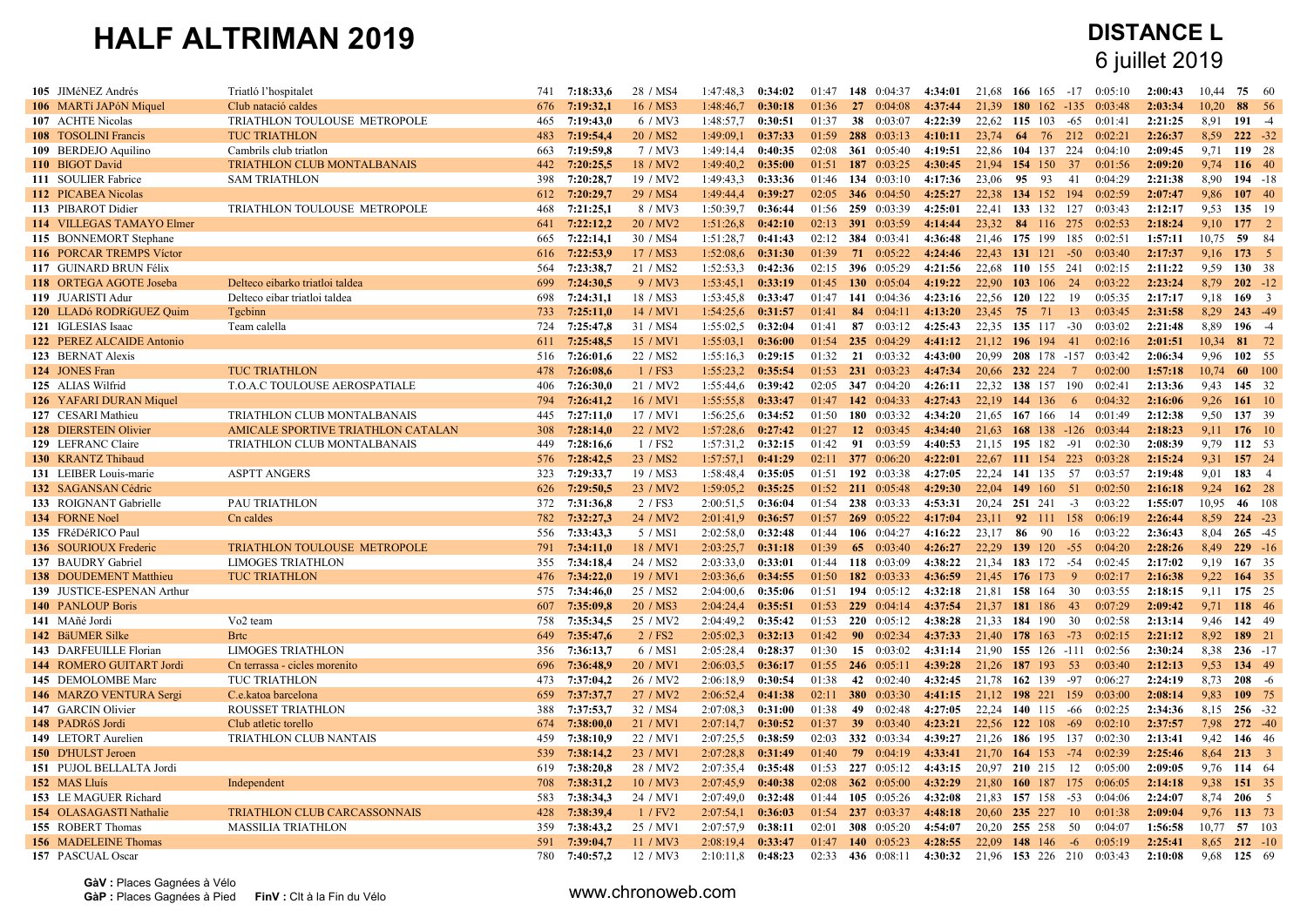# HALF ALTRIMAN 2019

## DISTANCE L
6 juillet 2019

| Clt | Nom | Club | Dos | Temps | Cat | Tps Interm | Natation | T1 | Clt | T1 | Vélo | km/h | FinV | Clt | GàV | T2 | Course | km/h | Clt | GàP |
|---|---|---|---|---|---|---|---|---|---|---|---|---|---|---|---|---|---|---|---|---|
| 105 | JIMéNEZ Andrés | Triatló l'hospitalet | 741 | 7:18:33,6 | 28 / MS4 | 1:47:48,3 | 0:34:02 | 01:47 | 148 | 0:04:37 | 4:34:01 | 21,68 | 166 | 165 | -17 | 0:05:10 | 2:00:43 | 10,44 | 75 | 60 |
| 106 | MARTí JAPóN Miquel | Club natació caldes | 676 | 7:19:32,1 | 16 / MS3 | 1:48:46,7 | 0:30:18 | 01:36 | 27 | 0:04:08 | 4:37:44 | 21,39 | 180 | 162 | -135 | 0:03:48 | 2:03:34 | 10,20 | 88 | 56 |
| 107 | ACHTE Nicolas | TRIATHLON TOULOUSE METROPOLE | 465 | 7:19:43,0 | 6 / MV3 | 1:48:57,7 | 0:30:51 | 01:37 | 38 | 0:03:07 | 4:22:39 | 22,62 | 115 | 103 | -65 | 0:01:41 | 2:21:25 | 8,91 | 191 | -4 |
| 108 | TOSOLINI Francis | TUC TRIATHLON | 483 | 7:19:54,4 | 20 / MS2 | 1:49:09,1 | 0:37:33 | 01:59 | 288 | 0:03:13 | 4:10:11 | 23,74 | 64 | 76 | 212 | 0:02:21 | 2:26:37 | 8,59 | 222 | -32 |
| 109 | BERDEJO Aquilino | Cambrils club triatlon | 663 | 7:19:59,8 | 7 / MV3 | 1:49:14,4 | 0:40:35 | 02:08 | 361 | 0:05:40 | 4:19:51 | 22,86 | 104 | 137 | 224 | 0:04:10 | 2:09:45 | 9,71 | 119 | 28 |
| 110 | BIGOT David | TRIATHLON CLUB MONTALBANAIS | 442 | 7:20:25,5 | 18 / MV2 | 1:49:40,2 | 0:35:00 | 01:51 | 187 | 0:03:25 | 4:30:45 | 21,94 | 154 | 150 | 37 | 0:01:56 | 2:09:20 | 9,74 | 116 | 40 |
| 111 | SOULIER Fabrice | SAM TRIATHLON | 398 | 7:20:28,7 | 19 / MV2 | 1:49:43,3 | 0:33:36 | 01:46 | 134 | 0:03:10 | 4:17:36 | 23,06 | 95 | 93 | 41 | 0:04:29 | 2:21:38 | 8,90 | 194 | -18 |
| 112 | PICABEA Nicolas | | 612 | 7:20:29,7 | 29 / MS4 | 1:49:44,4 | 0:39:27 | 02:05 | 346 | 0:04:50 | 4:25:27 | 22,38 | 134 | 152 | 194 | 0:02:59 | 2:07:47 | 9,86 | 107 | 40 |
| 113 | PIBAROT Didier | TRIATHLON TOULOUSE METROPOLE | 468 | 7:21:25,1 | 8 / MV3 | 1:50:39,7 | 0:36:44 | 01:56 | 259 | 0:03:39 | 4:25:01 | 22,41 | 133 | 132 | 127 | 0:03:43 | 2:12:17 | 9,53 | 135 | 19 |
| 114 | VILLEGAS TAMAYO Elmer | | 641 | 7:22:12,2 | 20 / MV2 | 1:51:26,8 | 0:42:10 | 02:13 | 391 | 0:03:59 | 4:14:44 | 23,32 | 84 | 116 | 275 | 0:02:53 | 2:18:24 | 9,10 | 177 | 2 |
| 115 | BONNEMORT Stephane | | 665 | 7:22:14,1 | 30 / MS4 | 1:51:28,7 | 0:41:43 | 02:12 | 384 | 0:03:41 | 4:36:48 | 21,46 | 175 | 199 | 185 | 0:02:51 | 1:57:11 | 10,75 | 59 | 84 |
| 116 | PORCAR TREMPS Víctor | | 616 | 7:22:53,9 | 17 / MS3 | 1:52:08,6 | 0:31:30 | 01:39 | 71 | 0:05:22 | 4:24:46 | 22,43 | 131 | 121 | -50 | 0:03:40 | 2:17:37 | 9,16 | 173 | 5 |
| 117 | GUINARD BRUN Félix | | 564 | 7:23:38,7 | 21 / MS2 | 1:52:53,3 | 0:42:36 | 02:15 | 396 | 0:05:29 | 4:21:56 | 22,68 | 110 | 153 | 241 | 0:02:15 | 2:11:22 | 9,59 | 130 | 38 |
| 118 | ORTEGA AGOTE Joseba | Delteco eibarko triatloi taldea | 699 | 7:24:30,5 | 9 / MV3 | 1:53:45,1 | 0:33:19 | 01:45 | 130 | 0:05:04 | 4:19:22 | 22,90 | 103 | 106 | 24 | 0:03:22 | 2:23:24 | 8,79 | 202 | -12 |
| 119 | JUARISTI Adur | Delteco eibar triatloi taldea | 698 | 7:24:31,1 | 18 / MS3 | 1:53:45,8 | 0:33:47 | 01:47 | 141 | 0:04:36 | 4:23:16 | 22,56 | 120 | 122 | 19 | 0:05:35 | 2:17:17 | 9,18 | 169 | 3 |
| 120 | LLADó RODRíGUEZ Quim | Tgcbinn | 733 | 7:25:11,0 | 14 / MV1 | 1:54:25,6 | 0:31:57 | 01:41 | 84 | 0:04:11 | 4:13:20 | 23,45 | 75 | 71 | 13 | 0:03:45 | 2:31:58 | 8,29 | 243 | -49 |
| 121 | IGLESIAS Isaac | Team calella | 724 | 7:25:47,8 | 31 / MS4 | 1:55:02,5 | 0:32:04 | 01:41 | 87 | 0:03:12 | 4:25:43 | 22,35 | 135 | 117 | -30 | 0:03:02 | 2:21:48 | 8,89 | 196 | -4 |
| 122 | PEREZ ALCAIDE Antonio | | 611 | 7:25:48,5 | 15 / MV1 | 1:55:03,1 | 0:36:00 | 01:54 | 235 | 0:04:29 | 4:41:12 | 21,12 | 196 | 194 | 41 | 0:02:16 | 2:01:51 | 10,34 | 81 | 72 |
| 123 | BERNAT Alexis | | 516 | 7:26:01,6 | 22 / MS2 | 1:55:16,3 | 0:29:15 | 01:32 | 21 | 0:03:32 | 4:43:00 | 20,99 | 208 | 178 | -157 | 0:03:42 | 2:06:34 | 9,96 | 102 | 55 |
| 124 | JONES Fran | TUC TRIATHLON | 478 | 7:26:08,6 | 1 / FS3 | 1:55:23,2 | 0:35:54 | 01:53 | 231 | 0:03:23 | 4:47:34 | 20,66 | 232 | 224 | 7 | 0:02:00 | 1:57:18 | 10,74 | 60 | 100 |
| 125 | ALIAS Wilfrid | T.O.A.C TOULOUSE AEROSPATIALE | 406 | 7:26:30,0 | 21 / MV2 | 1:55:44,6 | 0:39:42 | 02:05 | 347 | 0:04:20 | 4:26:11 | 22,32 | 138 | 157 | 190 | 0:02:41 | 2:13:36 | 9,43 | 145 | 32 |
| 126 | YAFARI DURAN Miquel | | 794 | 7:26:41,2 | 16 / MV1 | 1:55:55,8 | 0:33:47 | 01:47 | 142 | 0:04:33 | 4:27:43 | 22,19 | 144 | 136 | 6 | 0:04:32 | 2:16:06 | 9,26 | 161 | 10 |
| 127 | CESARI Mathieu | TRIATHLON CLUB MONTALBANAIS | 445 | 7:27:11,0 | 17 / MV1 | 1:56:25,6 | 0:34:52 | 01:50 | 180 | 0:03:32 | 4:34:20 | 21,65 | 167 | 166 | 14 | 0:01:49 | 2:12:38 | 9,50 | 137 | 39 |
| 128 | DIERSTEIN Olivier | AMICALE SPORTIVE TRIATHLON CATALAN | 308 | 7:28:14,0 | 22 / MV2 | 1:57:28,6 | 0:27:42 | 01:27 | 12 | 0:03:45 | 4:34:40 | 21,63 | 168 | 138 | -126 | 0:03:44 | 2:18:23 | 9,11 | 176 | 10 |
| 129 | LEFRANC Claire | TRIATHLON CLUB MONTALBANAIS | 449 | 7:28:16,6 | 1 / FS2 | 1:57:31,2 | 0:32:15 | 01:42 | 91 | 0:03:59 | 4:40:53 | 21,15 | 195 | 182 | -91 | 0:02:30 | 2:08:39 | 9,79 | 112 | 53 |
| 130 | KRANTZ Thibaud | | 576 | 7:28:42,5 | 23 / MS2 | 1:57:57,1 | 0:41:29 | 02:11 | 377 | 0:06:20 | 4:22:01 | 22,67 | 111 | 154 | 223 | 0:03:28 | 2:15:24 | 9,31 | 157 | 24 |
| 131 | LEIBER Louis-marie | ASPTT ANGERS | 323 | 7:29:33,7 | 19 / MS3 | 1:58:48,4 | 0:35:05 | 01:51 | 192 | 0:03:38 | 4:27:05 | 22,24 | 141 | 135 | 57 | 0:03:57 | 2:19:48 | 9,01 | 183 | 4 |
| 132 | SAGANSAN Cédric | | 626 | 7:29:50,5 | 23 / MV2 | 1:59:05,2 | 0:35:25 | 01:52 | 211 | 0:05:48 | 4:29:30 | 22,04 | 149 | 160 | 51 | 0:02:50 | 2:16:18 | 9,24 | 162 | 28 |
| 133 | ROIGNANT Gabrielle | PAU TRIATHLON | 372 | 7:31:36,8 | 2 / FS3 | 2:00:51,5 | 0:36:04 | 01:54 | 238 | 0:03:33 | 4:53:31 | 20,24 | 251 | 241 | -3 | 0:03:22 | 1:55:07 | 10,95 | 46 | 108 |
| 134 | FORNE Noel | Cn caldes | 782 | 7:32:27,3 | 24 / MV2 | 2:01:41,9 | 0:36:57 | 01:57 | 269 | 0:05:22 | 4:17:04 | 23,11 | 92 | 111 | 158 | 0:06:19 | 2:26:44 | 8,59 | 224 | -23 |
| 135 | FRéDéRICO Paul | | 556 | 7:33:43,3 | 5 / MS1 | 2:02:58,0 | 0:32:48 | 01:44 | 106 | 0:04:27 | 4:16:22 | 23,17 | 86 | 90 | 16 | 0:03:22 | 2:36:43 | 8,04 | 265 | -45 |
| 136 | SOURIOUX Frederic | TRIATHLON TOULOUSE METROPOLE | 791 | 7:34:11,0 | 18 / MV1 | 2:03:25,7 | 0:31:18 | 01:39 | 65 | 0:03:40 | 4:26:27 | 22,29 | 139 | 120 | -55 | 0:04:20 | 2:28:26 | 8,49 | 229 | -16 |
| 137 | BAUDRY Gabriel | LIMOGES TRIATHLON | 355 | 7:34:18,4 | 24 / MS2 | 2:03:33,0 | 0:33:01 | 01:44 | 118 | 0:03:09 | 4:38:22 | 21,34 | 183 | 172 | -54 | 0:02:45 | 2:17:02 | 9,19 | 167 | 35 |
| 138 | DOUDEMENT Matthieu | TUC TRIATHLON | 476 | 7:34:22,0 | 19 / MV1 | 2:03:36,6 | 0:34:55 | 01:50 | 182 | 0:03:33 | 4:36:59 | 21,45 | 176 | 173 | 9 | 0:02:17 | 2:16:38 | 9,22 | 164 | 35 |
| 139 | JUSTICE-ESPENAN Arthur | | 575 | 7:34:46,0 | 25 / MS2 | 2:04:00,6 | 0:35:06 | 01:51 | 194 | 0:05:12 | 4:32:18 | 21,81 | 158 | 164 | 30 | 0:03:55 | 2:18:15 | 9,11 | 175 | 25 |
| 140 | PANLOUP Boris | | 607 | 7:35:09,8 | 20 / MS3 | 2:04:24,4 | 0:35:51 | 01:53 | 229 | 0:04:14 | 4:37:54 | 21,37 | 181 | 186 | 43 | 0:07:29 | 2:09:42 | 9,71 | 118 | 46 |
| 141 | MAñé Jordi | Vo2 team | 758 | 7:35:34,5 | 25 / MV2 | 2:04:49,2 | 0:35:42 | 01:53 | 220 | 0:05:12 | 4:38:28 | 21,33 | 184 | 190 | 30 | 0:02:58 | 2:13:14 | 9,46 | 142 | 49 |
| 142 | BäUMER Silke | Brtc | 649 | 7:35:47,6 | 2 / FS2 | 2:05:02,3 | 0:32:13 | 01:42 | 90 | 0:02:34 | 4:37:33 | 21,40 | 178 | 163 | -73 | 0:02:15 | 2:21:12 | 8,92 | 189 | 21 |
| 143 | DARFEUILLE Florian | LIMOGES TRIATHLON | 356 | 7:36:13,7 | 6 / MS1 | 2:05:28,4 | 0:28:37 | 01:30 | 15 | 0:03:02 | 4:31:14 | 21,90 | 155 | 126 | -111 | 0:02:56 | 2:30:24 | 8,38 | 236 | -17 |
| 144 | ROMERO GUITART Jordi | Cn terrassa - cicles morenito | 696 | 7:36:48,9 | 20 / MV1 | 2:06:03,5 | 0:36:17 | 01:55 | 246 | 0:05:11 | 4:39:28 | 21,26 | 187 | 193 | 53 | 0:03:40 | 2:12:13 | 9,53 | 134 | 49 |
| 145 | DEMOLOMBE Marc | TUC TRIATHLON | 473 | 7:37:04,2 | 26 / MV2 | 2:06:18,9 | 0:30:54 | 01:38 | 42 | 0:02:40 | 4:32:45 | 21,78 | 162 | 139 | -97 | 0:06:27 | 2:24:19 | 8,73 | 208 | -6 |
| 146 | MARZO VENTURA Sergi | C.e.katoa barcelona | 659 | 7:37:37,7 | 27 / MV2 | 2:06:52,4 | 0:41:38 | 02:11 | 380 | 0:03:30 | 4:41:15 | 21,12 | 198 | 221 | 159 | 0:03:00 | 2:08:14 | 9,83 | 109 | 75 |
| 147 | GARCIN Olivier | ROUSSET TRIATHLON | 388 | 7:37:53,7 | 32 / MS4 | 2:07:08,3 | 0:31:00 | 01:38 | 49 | 0:02:48 | 4:27:05 | 22,24 | 140 | 115 | -66 | 0:02:25 | 2:34:36 | 8,15 | 256 | -32 |
| 148 | PADRóS Jordi | Club atletic torello | 674 | 7:38:00,0 | 21 / MV1 | 2:07:14,7 | 0:30:52 | 01:37 | 39 | 0:03:40 | 4:23:21 | 22,56 | 122 | 108 | -69 | 0:02:10 | 2:37:57 | 7,98 | 272 | -40 |
| 149 | LETORT Aurelien | TRIATHLON CLUB NANTAIS | 459 | 7:38:10,9 | 22 / MV1 | 2:07:25,5 | 0:38:59 | 02:03 | 332 | 0:03:34 | 4:39:27 | 21,26 | 186 | 195 | 137 | 0:02:30 | 2:13:41 | 9,42 | 146 | 46 |
| 150 | D'HULST Jeroen | | 539 | 7:38:14,2 | 23 / MV1 | 2:07:28,8 | 0:31:49 | 01:40 | 79 | 0:04:19 | 4:33:41 | 21,70 | 164 | 153 | -74 | 0:02:39 | 2:25:46 | 8,64 | 213 | 3 |
| 151 | PUJOL BELLALTA Jordi | | 619 | 7:38:20,8 | 28 / MV2 | 2:07:35,4 | 0:35:48 | 01:53 | 227 | 0:05:12 | 4:43:15 | 20,97 | 210 | 215 | 12 | 0:05:00 | 2:09:05 | 9,76 | 114 | 64 |
| 152 | MAS Lluís | Independent | 708 | 7:38:31,2 | 10 / MV3 | 2:07:45,9 | 0:40:38 | 02:08 | 362 | 0:05:00 | 4:32:29 | 21,80 | 160 | 187 | 175 | 0:06:05 | 2:14:18 | 9,38 | 151 | 35 |
| 153 | LE MAGUER Richard | | 583 | 7:38:34,3 | 24 / MV1 | 2:07:49,0 | 0:32:48 | 01:44 | 105 | 0:05:26 | 4:32:08 | 21,83 | 157 | 158 | -53 | 0:04:06 | 2:24:07 | 8,74 | 206 | 5 |
| 154 | OLASAGASTI Nathalie | TRIATHLON CLUB CARCASSONNAIS | 428 | 7:38:39,4 | 1 / FV2 | 2:07:54,1 | 0:36:03 | 01:54 | 237 | 0:03:37 | 4:48:18 | 20,60 | 235 | 227 | 10 | 0:01:38 | 2:09:04 | 9,76 | 113 | 73 |
| 155 | ROBERT Thomas | MASSILIA TRIATHLON | 359 | 7:38:43,2 | 25 / MV1 | 2:07:57,9 | 0:38:11 | 02:01 | 308 | 0:05:20 | 4:54:07 | 20,20 | 255 | 258 | 50 | 0:04:07 | 1:56:58 | 10,77 | 57 | 103 |
| 156 | MADELEINE Thomas | | 591 | 7:39:04,7 | 11 / MV3 | 2:08:19,4 | 0:33:47 | 01:47 | 140 | 0:05:23 | 4:28:55 | 22,09 | 148 | 146 | -6 | 0:05:19 | 2:25:41 | 8,65 | 212 | -10 |
| 157 | PASCUAL Oscar | | 780 | 7:40:57,2 | 12 / MV3 | 2:10:11,8 | 0:48:23 | 02:33 | 436 | 0:08:11 | 4:30:32 | 21,96 | 153 | 226 | 210 | 0:03:43 | 2:10:08 | 9,68 | 125 | 69 |

**GàV :** Places Gagnées à Vélo
**GàP :** Places Gagnées à Pied
**FinV :** Clt à la Fin du Vélo

www.chronoweb.com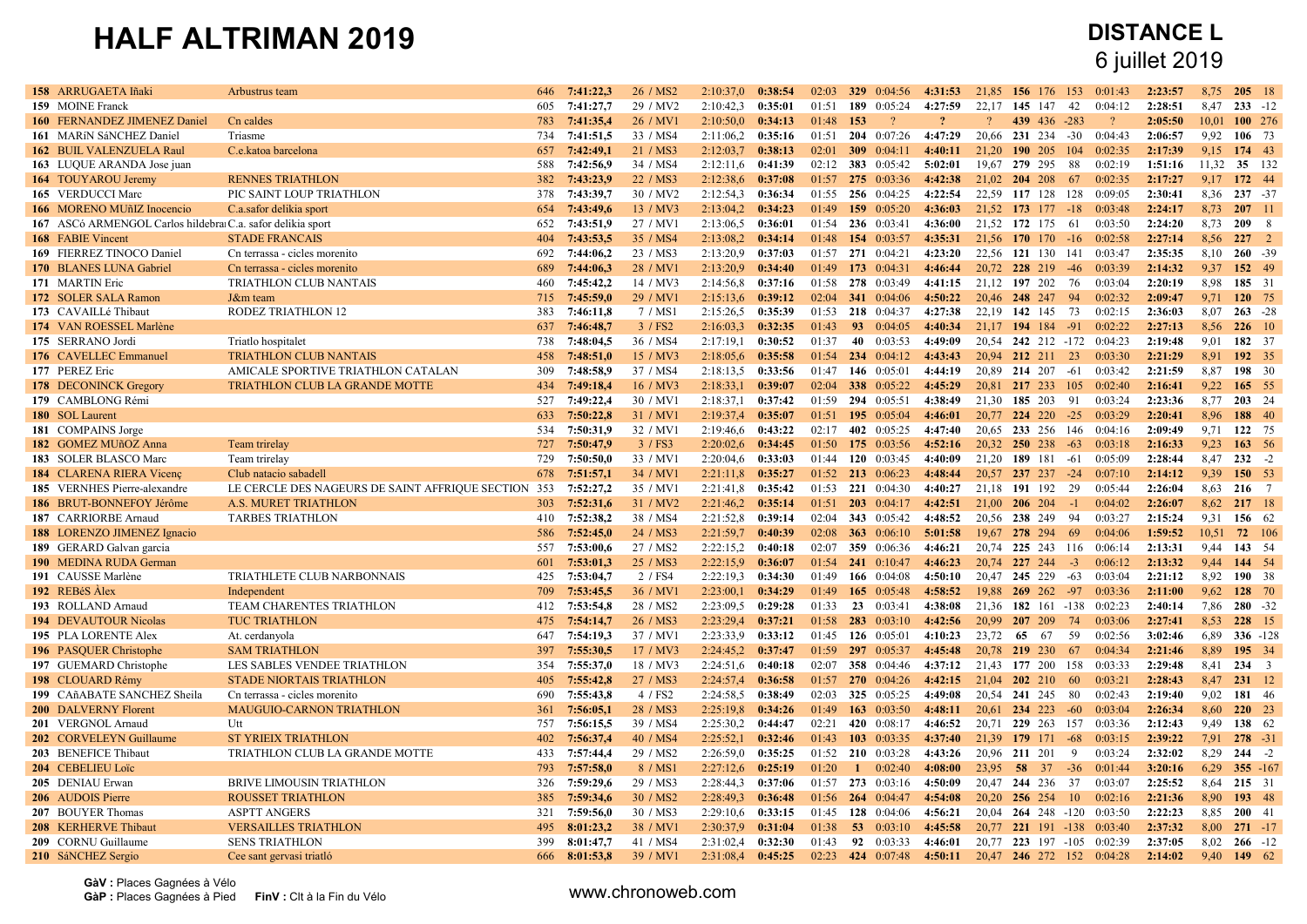# HALF ALTRIMAN 2019

## DISTANCE L
6 juillet 2019

| Clt | Nom | Club | Dos | Temps | Cat | Temps 1 | Natation | T1 | Clt | T1 | Vélo | Moy | Clt | Clt | GàV | T2 | Course | Moy | Clt | GàP |
|---|---|---|---|---|---|---|---|---|---|---|---|---|---|---|---|---|---|---|---|---|
| 158 | ARRUGAETA Iñaki | Arbustrus team | 646 | 7:41:22,3 | 26 / MS2 | 2:10:37,0 | 0:38:54 | 02:03 | 329 | 0:04:56 | 4:31:53 | 21,85 | 156 | 176 | 153 | 0:01:43 | 2:23:57 | 8,75 | 205 | 18 |
| 159 | MOINE Franck | | 605 | 7:41:27,7 | 29 / MV2 | 2:10:42,3 | 0:35:01 | 01:51 | 189 | 0:05:24 | 4:27:59 | 22,17 | 145 | 147 | 42 | 0:04:12 | 2:28:51 | 8,47 | 233 | -12 |
| 160 | FERNANDEZ JIMENEZ Daniel | Cn caldes | 783 | 7:41:35,4 | 26 / MV1 | 2:10:50,0 | 0:34:13 | 01:48 | 153 | ? | ? | ? | 439 | 436 | -283 | ? | 2:05:50 | 10,01 | 100 | 276 |
| 161 | MARíN SáNCHEZ Daniel | Triasme | 734 | 7:41:51,5 | 33 / MS4 | 2:11:06,2 | 0:35:16 | 01:51 | 204 | 0:07:26 | 4:47:29 | 20,66 | 231 | 234 | -30 | 0:04:43 | 2:06:57 | 9,92 | 106 | 73 |
| 162 | BUIL VALENZUELA Raul | C.e.katoa barcelona | 657 | 7:42:49,1 | 21 / MS3 | 2:12:03,7 | 0:38:13 | 02:01 | 309 | 0:04:11 | 4:40:11 | 21,20 | 190 | 205 | 104 | 0:02:35 | 2:17:39 | 9,15 | 174 | 43 |
| 163 | LUQUE ARANDA Jose juan | | 588 | 7:42:56,9 | 34 / MS4 | 2:12:11,6 | 0:41:39 | 02:12 | 383 | 0:05:42 | 5:02:01 | 19,67 | 279 | 295 | 88 | 0:02:19 | 1:51:16 | 11,32 | 35 | 132 |
| 164 | TOUYAROU Jeremy | RENNES TRIATHLON | 382 | 7:43:23,9 | 22 / MS3 | 2:12:38,6 | 0:37:08 | 01:57 | 275 | 0:03:36 | 4:42:38 | 21,02 | 204 | 208 | 67 | 0:02:35 | 2:17:27 | 9,17 | 172 | 44 |
| 165 | VERDUCCI Marc | PIC SAINT LOUP TRIATHLON | 378 | 7:43:39,7 | 30 / MV2 | 2:12:54,3 | 0:36:34 | 01:55 | 256 | 0:04:25 | 4:22:54 | 22,59 | 117 | 128 | 128 | 0:09:05 | 2:30:41 | 8,36 | 237 | -37 |
| 166 | MORENO MUñIZ Inocencio | C.a.safor delikia sport | 654 | 7:43:49,6 | 13 / MV3 | 2:13:04,2 | 0:34:23 | 01:49 | 159 | 0:05:20 | 4:36:03 | 21,52 | 173 | 177 | -18 | 0:03:48 | 2:24:17 | 8,73 | 207 | 11 |
| 167 | ASCó ARMENGOL Carlos hildebra | C.a. safor delikia sport | 652 | 7:43:51,9 | 27 / MV1 | 2:13:06,5 | 0:36:01 | 01:54 | 236 | 0:03:41 | 4:36:00 | 21,52 | 172 | 175 | 61 | 0:03:50 | 2:24:20 | 8,73 | 209 | 8 |
| 168 | FABIE Vincent | STADE FRANCAIS | 404 | 7:43:53,5 | 35 / MS4 | 2:13:08,2 | 0:34:14 | 01:48 | 154 | 0:03:57 | 4:35:31 | 21,56 | 170 | 170 | -16 | 0:02:58 | 2:27:14 | 8,56 | 227 | 2 |
| 169 | FIERREZ TINOCO Daniel | Cn terrassa - cicles morenito | 692 | 7:44:06,2 | 23 / MS3 | 2:13:20,9 | 0:37:03 | 01:57 | 271 | 0:04:21 | 4:23:20 | 22,56 | 121 | 130 | 141 | 0:03:47 | 2:35:35 | 8,10 | 260 | -39 |
| 170 | BLANES LUNA Gabriel | Cn terrassa - cicles morenito | 689 | 7:44:06,3 | 28 / MV1 | 2:13:20,9 | 0:34:40 | 01:49 | 173 | 0:04:31 | 4:46:44 | 20,72 | 228 | 219 | -46 | 0:03:39 | 2:14:32 | 9,37 | 152 | 49 |
| 171 | MARTIN Eric | TRIATHLON CLUB NANTAIS | 460 | 7:45:42,2 | 14 / MV3 | 2:14:56,8 | 0:37:16 | 01:58 | 278 | 0:03:49 | 4:41:15 | 21,12 | 197 | 202 | 76 | 0:03:04 | 2:20:19 | 8,98 | 185 | 31 |
| 172 | SOLER SALA Ramon | J&m team | 715 | 7:45:59,0 | 29 / MV1 | 2:15:13,6 | 0:39:12 | 02:04 | 341 | 0:04:06 | 4:50:22 | 20,46 | 248 | 247 | 94 | 0:02:32 | 2:09:47 | 9,71 | 120 | 75 |
| 173 | CAVAILLé Thibaut | RODEZ TRIATHLON 12 | 383 | 7:46:11,8 | 7 / MS1 | 2:15:26,5 | 0:35:39 | 01:53 | 218 | 0:04:37 | 4:27:38 | 22,19 | 142 | 145 | 73 | 0:02:15 | 2:36:03 | 8,07 | 263 | -28 |
| 174 | VAN ROESSEL Marlène | | 637 | 7:46:48,7 | 3 / FS2 | 2:16:03,3 | 0:32:35 | 01:43 | 93 | 0:04:05 | 4:40:34 | 21,17 | 194 | 184 | -91 | 0:02:22 | 2:27:13 | 8,56 | 226 | 10 |
| 175 | SERRANO Jordi | Triatlo hospitalet | 738 | 7:48:04,5 | 36 / MS4 | 2:17:19,1 | 0:30:52 | 01:37 | 40 | 0:03:53 | 4:49:09 | 20,54 | 242 | 212 | -172 | 0:04:23 | 2:19:48 | 9,01 | 182 | 37 |
| 176 | CAVELLEC Emmanuel | TRIATHLON CLUB NANTAIS | 458 | 7:48:51,0 | 15 / MV3 | 2:18:05,6 | 0:35:58 | 01:54 | 234 | 0:04:12 | 4:43:43 | 20,94 | 212 | 211 | 23 | 0:03:30 | 2:21:29 | 8,91 | 192 | 35 |
| 177 | PEREZ Eric | AMICALE SPORTIVE TRIATHLON CATALAN | 309 | 7:48:58,9 | 37 / MS4 | 2:18:13,5 | 0:33:56 | 01:47 | 146 | 0:05:01 | 4:44:19 | 20,89 | 214 | 207 | -61 | 0:03:42 | 2:21:59 | 8,87 | 198 | 30 |
| 178 | DECONINCK Gregory | TRIATHLON CLUB LA GRANDE MOTTE | 434 | 7:49:18,4 | 16 / MV3 | 2:18:33,1 | 0:39:07 | 02:04 | 338 | 0:05:22 | 4:45:29 | 20,81 | 217 | 233 | 105 | 0:02:40 | 2:16:41 | 9,22 | 165 | 55 |
| 179 | CAMBLONG Rémi | | 527 | 7:49:22,4 | 30 / MV1 | 2:18:37,1 | 0:37:42 | 01:59 | 294 | 0:05:51 | 4:38:49 | 21,30 | 185 | 203 | 91 | 0:03:24 | 2:23:36 | 8,77 | 203 | 24 |
| 180 | SOL Laurent | | 633 | 7:50:22,8 | 31 / MV1 | 2:19:37,4 | 0:35:07 | 01:51 | 195 | 0:05:04 | 4:46:01 | 20,77 | 224 | 220 | -25 | 0:03:29 | 2:20:41 | 8,96 | 188 | 40 |
| 181 | COMPAINS Jorge | | 534 | 7:50:31,9 | 32 / MV1 | 2:19:46,6 | 0:43:22 | 02:17 | 402 | 0:05:25 | 4:47:40 | 20,65 | 233 | 256 | 146 | 0:04:16 | 2:09:49 | 9,71 | 122 | 75 |
| 182 | GOMEZ MUñOZ Anna | Team trirelay | 727 | 7:50:47,9 | 3 / FS3 | 2:20:02,6 | 0:34:45 | 01:50 | 175 | 0:03:56 | 4:52:16 | 20,32 | 250 | 238 | -63 | 0:03:18 | 2:16:33 | 9,23 | 163 | 56 |
| 183 | SOLER BLASCO Marc | Team trirelay | 729 | 7:50:50,0 | 33 / MV1 | 2:20:04,6 | 0:33:03 | 01:44 | 120 | 0:03:45 | 4:40:09 | 21,20 | 189 | 181 | -61 | 0:05:09 | 2:28:44 | 8,47 | 232 | -2 |
| 184 | CLARENA RIERA Vicenç | Club natacio sabadell | 678 | 7:51:57,1 | 34 / MV1 | 2:21:11,8 | 0:35:27 | 01:52 | 213 | 0:06:23 | 4:48:44 | 20,57 | 237 | 237 | -24 | 0:07:10 | 2:14:12 | 9,39 | 150 | 53 |
| 185 | VERNHES Pierre-alexandre | LE CERCLE DES NAGEURS DE SAINT AFFRIQUE SECTION | 353 | 7:52:27,2 | 35 / MV1 | 2:21:41,8 | 0:35:42 | 01:53 | 221 | 0:04:30 | 4:40:27 | 21,18 | 191 | 192 | 29 | 0:05:44 | 2:26:04 | 8,63 | 216 | 7 |
| 186 | BRUT-BONNEFOY Jérôme | A.S. MURET TRIATHLON | 303 | 7:52:31,6 | 31 / MV2 | 2:21:46,2 | 0:35:14 | 01:51 | 203 | 0:04:17 | 4:42:51 | 21,00 | 206 | 204 | -1 | 0:04:02 | 2:26:07 | 8,62 | 217 | 18 |
| 187 | CARRIORBE Arnaud | TARBES TRIATHLON | 410 | 7:52:38,2 | 38 / MS4 | 2:21:52,8 | 0:39:14 | 02:04 | 343 | 0:05:42 | 4:48:52 | 20,56 | 238 | 249 | 94 | 0:03:27 | 2:15:24 | 9,31 | 156 | 62 |
| 188 | LORENZO JIMENEZ Ignacio | | 586 | 7:52:45,0 | 24 / MS3 | 2:21:59,7 | 0:40:39 | 02:08 | 363 | 0:06:10 | 5:01:58 | 19,67 | 278 | 294 | 69 | 0:04:06 | 1:59:52 | 10,51 | 72 | 106 |
| 189 | GERARD Galvan garcia | | 557 | 7:53:00,6 | 27 / MS2 | 2:22:15,2 | 0:40:18 | 02:07 | 359 | 0:06:36 | 4:46:21 | 20,74 | 225 | 243 | 116 | 0:06:14 | 2:13:31 | 9,44 | 143 | 54 |
| 190 | MEDINA RUDA German | | 601 | 7:53:01,3 | 25 / MS3 | 2:22:15,9 | 0:36:07 | 01:54 | 241 | 0:10:47 | 4:46:23 | 20,74 | 227 | 244 | -3 | 0:06:12 | 2:13:32 | 9,44 | 144 | 54 |
| 191 | CAUSSE Marlène | TRIATHLETE CLUB NARBONNAIS | 425 | 7:53:04,7 | 2 / FS4 | 2:22:19,3 | 0:34:30 | 01:49 | 166 | 0:04:08 | 4:50:10 | 20,47 | 245 | 229 | -63 | 0:03:04 | 2:21:12 | 8,92 | 190 | 38 |
| 192 | REBéS Àlex | Independent | 709 | 7:53:45,5 | 36 / MV1 | 2:23:00,1 | 0:34:29 | 01:49 | 165 | 0:05:48 | 4:58:52 | 19,88 | 269 | 262 | -97 | 0:03:36 | 2:11:00 | 9,62 | 128 | 70 |
| 193 | ROLLAND Arnaud | TEAM CHARENTES TRIATHLON | 412 | 7:53:54,8 | 28 / MS2 | 2:23:09,5 | 0:29:28 | 01:33 | 23 | 0:03:41 | 4:38:08 | 21,36 | 182 | 161 | -138 | 0:02:23 | 2:40:14 | 7,86 | 280 | -32 |
| 194 | DEVAUTOUR Nicolas | TUC TRIATHLON | 475 | 7:54:14,7 | 26 / MS3 | 2:23:29,4 | 0:37:21 | 01:58 | 283 | 0:03:10 | 4:42:56 | 20,99 | 207 | 209 | 74 | 0:03:06 | 2:27:41 | 8,53 | 228 | 15 |
| 195 | PLA LORENTE Alex | At. cerdanyola | 647 | 7:54:19,3 | 37 / MV1 | 2:23:33,9 | 0:33:12 | 01:45 | 126 | 0:05:01 | 4:10:23 | 23,72 | 65 | 67 | 59 | 0:02:56 | 3:02:46 | 6,89 | 336 | -128 |
| 196 | PASQUER Christophe | SAM TRIATHLON | 397 | 7:55:30,5 | 17 / MV3 | 2:24:45,2 | 0:37:47 | 01:59 | 297 | 0:05:37 | 4:45:48 | 20,78 | 219 | 230 | 67 | 0:04:34 | 2:21:46 | 8,89 | 195 | 34 |
| 197 | GUEMARD Christophe | LES SABLES VENDEE TRIATHLON | 354 | 7:55:37,0 | 18 / MV3 | 2:24:51,6 | 0:40:18 | 02:07 | 358 | 0:04:46 | 4:37:12 | 21,43 | 177 | 200 | 158 | 0:03:33 | 2:29:48 | 8,41 | 234 | 3 |
| 198 | CLOUARD Rémy | STADE NIORTAIS TRIATHLON | 405 | 7:55:42,8 | 27 / MS3 | 2:24:57,4 | 0:36:58 | 01:57 | 270 | 0:04:26 | 4:42:15 | 21,04 | 202 | 210 | 60 | 0:03:21 | 2:28:43 | 8,47 | 231 | 12 |
| 199 | CAñABATE SANCHEZ Sheila | Cn terrassa - cicles morenito | 690 | 7:55:43,8 | 4 / FS2 | 2:24:58,5 | 0:38:49 | 02:03 | 325 | 0:05:25 | 4:49:08 | 20,54 | 241 | 245 | 80 | 0:02:43 | 2:19:40 | 9,02 | 181 | 46 |
| 200 | DALVERNY Florent | MAUGUIO-CARNON TRIATHLON | 361 | 7:56:05,1 | 28 / MS3 | 2:25:19,8 | 0:34:26 | 01:49 | 163 | 0:03:50 | 4:48:11 | 20,61 | 234 | 223 | -60 | 0:03:04 | 2:26:34 | 8,60 | 220 | 23 |
| 201 | VERGNOL Arnaud | Utt | 757 | 7:56:15,5 | 39 / MS4 | 2:25:30,2 | 0:44:47 | 02:21 | 420 | 0:08:17 | 4:46:52 | 20,71 | 229 | 263 | 157 | 0:03:36 | 2:12:43 | 9,49 | 138 | 62 |
| 202 | CORVELEYN Guillaume | ST YRIEIX TRIATHLON | 402 | 7:56:37,4 | 40 / MS4 | 2:25:52,1 | 0:32:46 | 01:43 | 103 | 0:03:35 | 4:37:40 | 21,39 | 179 | 171 | -68 | 0:03:15 | 2:39:22 | 7,91 | 278 | -31 |
| 203 | BENEFICE Thibaut | TRIATHLON CLUB LA GRANDE MOTTE | 433 | 7:57:44,4 | 29 / MS2 | 2:26:59,0 | 0:35:25 | 01:52 | 210 | 0:03:28 | 4:43:26 | 20,96 | 211 | 201 | 9 | 0:03:24 | 2:32:02 | 8,29 | 244 | -2 |
| 204 | CEBELIEU Loïc | | 793 | 7:57:58,0 | 8 / MS1 | 2:27:12,6 | 0:25:19 | 01:20 | 1 | 0:02:40 | 4:08:00 | 23,95 | 58 | 37 | -36 | 0:01:44 | 3:20:16 | 6,29 | 355 | -167 |
| 205 | DENIAU Erwan | BRIVE LIMOUSIN TRIATHLON | 326 | 7:59:29,6 | 29 / MS3 | 2:28:44,3 | 0:37:06 | 01:57 | 273 | 0:03:16 | 4:50:09 | 20,47 | 244 | 236 | 37 | 0:03:07 | 2:25:52 | 8,64 | 215 | 31 |
| 206 | AUDOIS Pierre | ROUSSET TRIATHLON | 385 | 7:59:34,6 | 30 / MS2 | 2:28:49,3 | 0:36:48 | 01:56 | 264 | 0:04:47 | 4:54:08 | 20,20 | 256 | 254 | 10 | 0:02:16 | 2:21:36 | 8,90 | 193 | 48 |
| 207 | BOUYER Thomas | ASPTT ANGERS | 321 | 7:59:56,0 | 30 / MS3 | 2:29:10,6 | 0:33:15 | 01:45 | 128 | 0:04:06 | 4:56:21 | 20,04 | 264 | 248 | -120 | 0:03:50 | 2:22:23 | 8,85 | 200 | 41 |
| 208 | KERHERVE Thibaut | VERSAILLES TRIATHLON | 495 | 8:01:23,2 | 38 / MV1 | 2:30:37,9 | 0:31:04 | 01:38 | 53 | 0:03:10 | 4:45:58 | 20,77 | 221 | 191 | -138 | 0:03:40 | 2:37:32 | 8,00 | 271 | -17 |
| 209 | CORNU Guillaume | SENS TRIATHLON | 399 | 8:01:47,7 | 41 / MS4 | 2:31:02,4 | 0:32:30 | 01:43 | 92 | 0:03:33 | 4:46:01 | 20,77 | 223 | 197 | -105 | 0:02:39 | 2:37:05 | 8,02 | 266 | -12 |
| 210 | SáNCHEZ Sergio | Cee sant gervasi triatló | 666 | 8:01:53,8 | 39 / MV1 | 2:31:08,4 | 0:45:25 | 02:23 | 424 | 0:07:48 | 4:50:11 | 20,47 | 246 | 272 | 152 | 0:04:28 | 2:14:02 | 9,40 | 149 | 62 |

**GàV :** Places Gagnées à Vélo
**GàP :** Places Gagnées à Pied
**FinV :** Clt à la Fin du Vélo

www.chronoweb.com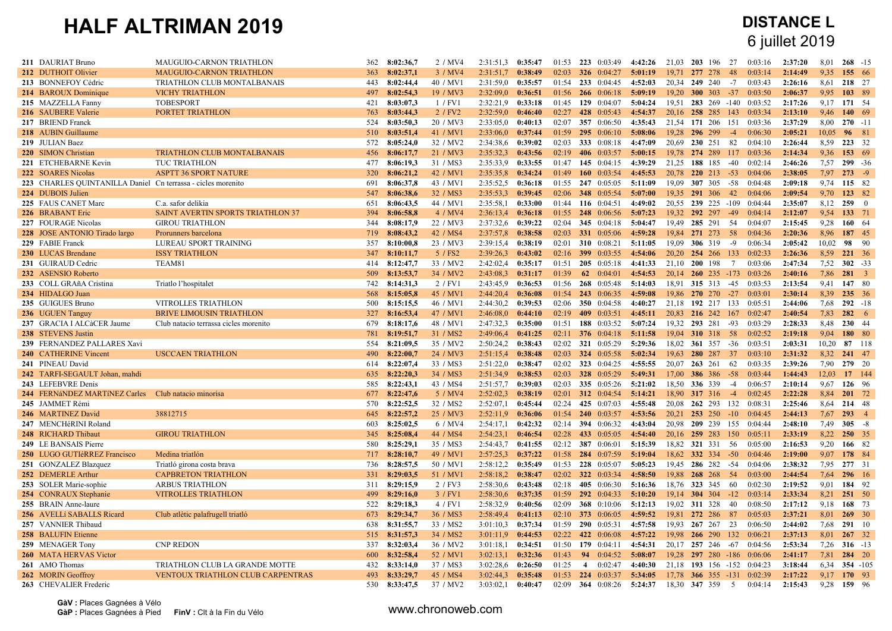# HALF ALTRIMAN 2019

## DISTANCE L
6 juillet 2019

| Clt | Nom | Club | Doss | Temps | Cat | | | | | | | | | | | | | | | | |
|---|---|---|---|---|---|---|---|---|---|---|---|---|---|---|---|---|---|---|---|---|---|
| 211 | DAURIAT Bruno | MAUGUIO-CARNON TRIATHLON | 362 | 8:02:36,7 | 2 / MV4 | 2:31:51,3 | 0:35:47 | 01:53 | 223 | 0:03:49 | 4:42:26 | 21,03 | 203 | 196 | 27 | 0:03:16 | 2:37:20 | 8,01 | 268 | -15 |
| 212 | DUTHOIT Olivier | MAUGUIO-CARNON TRIATHLON | 363 | 8:02:37,1 | 3 / MV4 | 2:31:51,7 | 0:38:49 | 02:03 | 326 | 0:04:27 | 5:01:19 | 19,71 | 277 | 278 | 48 | 0:03:14 | 2:14:49 | 9,35 | 155 | 66 |
| 213 | BONNEFOY Cédric | TRIATHLON CLUB MONTALBANAIS | 443 | 8:02:44,4 | 40 / MV1 | 2:31:59,0 | 0:35:57 | 01:54 | 233 | 0:04:45 | 4:52:03 | 20,34 | 249 | 240 | -7 | 0:03:43 | 2:26:16 | 8,61 | 218 | 27 |
| 214 | BAROUX Dominique | VICHY TRIATHLON | 497 | 8:02:54,3 | 19 / MV3 | 2:32:09,0 | 0:36:51 | 01:56 | 266 | 0:06:18 | 5:09:19 | 19,20 | 300 | 303 | -37 | 0:03:50 | 2:06:37 | 9,95 | 103 | 89 |
| 215 | MAZZELLA Fanny | TOBESPORT | 421 | 8:03:07,3 | 1 / FV1 | 2:32:21,9 | 0:33:18 | 01:45 | 129 | 0:04:07 | 5:04:24 | 19,51 | 283 | 269 | -140 | 0:03:52 | 2:17:26 | 9,17 | 171 | 54 |
| 216 | SAUBERE Valerie | PORTET TRIATHLON | 763 | 8:03:44,3 | 2 / FV2 | 2:32:59,0 | 0:46:40 | 02:27 | 428 | 0:05:43 | 4:54:37 | 20,16 | 258 | 285 | 143 | 0:03:34 | 2:13:10 | 9,46 | 140 | 69 |
| 217 | BRIEND Franck | | 524 | 8:03:50,3 | 20 / MV3 | 2:33:05,0 | 0:40:13 | 02:07 | 357 | 0:06:50 | 4:35:43 | 21,54 | 171 | 206 | 151 | 0:03:36 | 2:37:29 | 8,00 | 270 | -11 |
| 218 | AUBIN Guillaume | | 510 | 8:03:51,4 | 41 / MV1 | 2:33:06,0 | 0:37:44 | 01:59 | 295 | 0:06:10 | 5:08:06 | 19,28 | 296 | 299 | -4 | 0:06:30 | 2:05:21 | 10,05 | 96 | 81 |
| 219 | JULIAN Baez | | 572 | 8:05:24,0 | 32 / MV2 | 2:34:38,6 | 0:39:02 | 02:03 | 333 | 0:08:18 | 4:47:09 | 20,69 | 230 | 251 | 82 | 0:04:10 | 2:26:44 | 8,59 | 223 | 32 |
| 220 | SIMON Christian | TRIATHLON CLUB MONTALBANAIS | 456 | 8:06:17,7 | 21 / MV3 | 2:35:32,3 | 0:43:56 | 02:19 | 406 | 0:03:57 | 5:00:15 | 19,78 | 274 | 289 | 117 | 0:03:36 | 2:14:34 | 9,36 | 153 | 69 |
| 221 | ETCHEBARNE Kevin | TUC TRIATHLON | 477 | 8:06:19,3 | 31 / MS3 | 2:35:33,9 | 0:33:55 | 01:47 | 145 | 0:04:15 | 4:39:29 | 21,25 | 188 | 185 | -40 | 0:02:14 | 2:46:26 | 7,57 | 299 | -36 |
| 222 | SOARES Nicolas | ASPTT 36 SPORT NATURE | 320 | 8:06:21,2 | 42 / MV1 | 2:35:35,8 | 0:34:24 | 01:49 | 160 | 0:03:54 | 4:45:53 | 20,78 | 220 | 213 | -53 | 0:04:06 | 2:38:05 | 7,97 | 273 | -9 |
| 223 | CHARLES QUINTANILLA Daniel | Cn terrassa - cicles morenito | 691 | 8:06:37,8 | 43 / MV1 | 2:35:52,5 | 0:36:18 | 01:55 | 247 | 0:05:05 | 5:11:09 | 19,09 | 307 | 305 | -58 | 0:04:48 | 2:09:18 | 9,74 | 115 | 82 |
| 224 | DUBOIS Julien | | 547 | 8:06:38,6 | 32 / MS3 | 2:35:53,3 | 0:39:45 | 02:06 | 348 | 0:05:54 | 5:07:00 | 19,35 | 291 | 306 | 42 | 0:04:06 | 2:09:54 | 9,70 | 123 | 82 |
| 225 | FAUS CANET Marc | C.a. safor delikia | 651 | 8:06:43,5 | 44 / MV1 | 2:35:58,1 | 0:33:00 | 01:44 | 116 | 0:04:51 | 4:49:02 | 20,55 | 239 | 225 | -109 | 0:04:44 | 2:35:07 | 8,12 | 259 | 0 |
| 226 | BRABANT Eric | SAINT AVERTIN SPORTS TRIATHLON 37 | 394 | 8:06:58,8 | 4 / MV4 | 2:36:13,4 | 0:36:18 | 01:55 | 248 | 0:06:56 | 5:07:23 | 19,32 | 292 | 297 | -49 | 0:04:14 | 2:12:07 | 9,54 | 133 | 71 |
| 227 | FOURAGE Nicolas | GIROU TRIATHLON | 344 | 8:08:17,9 | 22 / MV3 | 2:37:32,6 | 0:39:22 | 02:04 | 345 | 0:04:18 | 5:04:47 | 19,49 | 285 | 291 | 54 | 0:04:07 | 2:15:45 | 9,28 | 160 | 64 |
| 228 | JOSE ANTONIO Tirado largo | Prorunners barcelona | 719 | 8:08:43,2 | 42 / MS4 | 2:37:57,8 | 0:38:58 | 02:03 | 331 | 0:05:06 | 4:59:28 | 19,84 | 271 | 273 | 58 | 0:04:36 | 2:20:36 | 8,96 | 187 | 45 |
| 229 | FABIE Franck | LUREAU SPORT TRAINING | 357 | 8:10:00,8 | 23 / MV3 | 2:39:15,4 | 0:38:19 | 02:01 | 310 | 0:08:21 | 5:11:05 | 19,09 | 306 | 319 | -9 | 0:06:34 | 2:05:42 | 10,02 | 98 | 90 |
| 230 | LUCAS Brendane | ISSY TRIATHLON | 347 | 8:10:11,7 | 5 / FS2 | 2:39:26,3 | 0:43:02 | 02:16 | 399 | 0:03:55 | 4:54:06 | 20,20 | 254 | 266 | 133 | 0:02:33 | 2:26:36 | 8,59 | 221 | 36 |
| 231 | GUIRAUD Cedric | TEAM81 | 414 | 8:12:47,7 | 33 / MV2 | 2:42:02,4 | 0:35:17 | 01:51 | 205 | 0:05:18 | 4:41:33 | 21,10 | 200 | 198 | 7 | 0:03:06 | 2:47:34 | 7,52 | 302 | -33 |
| 232 | ASENSIO Roberto | | 509 | 8:13:53,7 | 34 / MV2 | 2:43:08,3 | 0:31:17 | 01:39 | 62 | 0:04:01 | 4:54:53 | 20,14 | 260 | 235 | -173 | 0:03:26 | 2:40:16 | 7,86 | 281 | 3 |
| 233 | COLL GRAñA Cristina | Triatlo l'hospitalet | 742 | 8:14:31,3 | 2 / FV1 | 2:43:45,9 | 0:36:53 | 01:56 | 268 | 0:05:48 | 5:14:03 | 18,91 | 315 | 313 | -45 | 0:03:53 | 2:13:54 | 9,41 | 147 | 80 |
| 234 | HIDALGO Juan | | 568 | 8:15:05,8 | 45 / MV1 | 2:44:20,4 | 0:36:08 | 01:54 | 243 | 0:06:35 | 4:59:08 | 19,86 | 270 | 270 | -27 | 0:03:01 | 2:30:14 | 8,39 | 235 | 36 |
| 235 | GUIGUES Bruno | VITROLLES TRIATHLON | 500 | 8:15:15,5 | 46 / MV1 | 2:44:30,2 | 0:39:53 | 02:06 | 350 | 0:04:58 | 4:40:27 | 21,18 | 192 | 217 | 133 | 0:05:51 | 2:44:06 | 7,68 | 292 | -18 |
| 236 | UGUEN Tanguy | BRIVE LIMOUSIN TRIATHLON | 327 | 8:16:53,4 | 47 / MV1 | 2:46:08,0 | 0:44:10 | 02:19 | 409 | 0:03:51 | 4:45:11 | 20,83 | 216 | 242 | 167 | 0:02:47 | 2:40:54 | 7,83 | 282 | 6 |
| 237 | GRACIA I ALCàCER Jaume | Club natacio terrassa cicles morenito | 679 | 8:18:17,6 | 48 / MV1 | 2:47:32,3 | 0:35:00 | 01:51 | 188 | 0:03:52 | 5:07:24 | 19,32 | 293 | 281 | -93 | 0:03:29 | 2:28:33 | 8,48 | 230 | 44 |
| 238 | STEVENS Justin | | 781 | 8:19:51,7 | 31 / MS2 | 2:49:06,4 | 0:41:25 | 02:11 | 376 | 0:04:18 | 5:11:58 | 19,04 | 310 | 318 | 58 | 0:02:52 | 2:19:18 | 9,04 | 180 | 80 |
| 239 | FERNANDEZ PALLARES Xavi | | 554 | 8:21:09,5 | 35 / MV2 | 2:50:24,2 | 0:38:43 | 02:02 | 321 | 0:05:29 | 5:29:36 | 18,02 | 361 | 357 | -36 | 0:03:51 | 2:03:31 | 10,20 | 87 | 118 |
| 240 | CATHERINE Vincent | USCCAEN TRIATHLON | 490 | 8:22:00,7 | 24 / MV3 | 2:51:15,4 | 0:38:48 | 02:03 | 324 | 0:05:58 | 5:02:34 | 19,63 | 280 | 287 | 37 | 0:03:10 | 2:31:32 | 8,32 | 241 | 47 |
| 241 | PINEAU David | | 614 | 8:22:07,4 | 33 / MS3 | 2:51:22,0 | 0:38:47 | 02:02 | 323 | 0:04:25 | 4:55:55 | 20,07 | 263 | 261 | 62 | 0:03:35 | 2:39:26 | 7,90 | 279 | 20 |
| 242 | TARFI-SEGAULT Johan, mahdi | | 635 | 8:22:20,3 | 34 / MS3 | 2:51:34,9 | 0:38:53 | 02:03 | 328 | 0:05:29 | 5:49:31 | 17,00 | 386 | 386 | -58 | 0:03:44 | 1:44:43 | 12,03 | 17 | 144 |
| 243 | LEFEBVRE Denis | | 585 | 8:22:43,1 | 43 / MS4 | 2:51:57,7 | 0:39:03 | 02:03 | 335 | 0:05:26 | 5:21:02 | 18,50 | 336 | 339 | -4 | 0:06:57 | 2:10:14 | 9,67 | 126 | 96 |
| 244 | FERNáNDEZ MARTíNEZ Carles | Club natacio minorisa | 677 | 8:22:47,6 | 5 / MV4 | 2:52:02,3 | 0:38:19 | 02:01 | 312 | 0:04:54 | 5:14:21 | 18,90 | 317 | 316 | -4 | 0:02:45 | 2:22:28 | 8,84 | 201 | 72 |
| 245 | JAMMET Rémi | | 570 | 8:22:52,5 | 32 / MS2 | 2:52:07,1 | 0:45:44 | 02:24 | 425 | 0:07:03 | 4:55:48 | 20,08 | 262 | 293 | 132 | 0:08:31 | 2:25:46 | 8,64 | 214 | 48 |
| 246 | MARTINEZ David | 38812715 | 645 | 8:22:57,2 | 25 / MV3 | 2:52:11,9 | 0:36:06 | 01:54 | 240 | 0:03:57 | 4:53:56 | 20,21 | 253 | 250 | -10 | 0:04:45 | 2:44:13 | 7,67 | 293 | 4 |
| 247 | MENCHéRINI Roland | | 603 | 8:25:02,5 | 6 / MV4 | 2:54:17,1 | 0:42:32 | 02:14 | 394 | 0:06:32 | 4:43:04 | 20,98 | 209 | 239 | 155 | 0:04:44 | 2:48:10 | 7,49 | 305 | -8 |
| 248 | RICHARD Thibaut | GIROU TRIATHLON | 345 | 8:25:08,4 | 44 / MS4 | 2:54:23,1 | 0:46:54 | 02:28 | 433 | 0:05:05 | 4:54:40 | 20,16 | 259 | 283 | 150 | 0:05:11 | 2:33:19 | 8,22 | 250 | 35 |
| 249 | LE BANSAIS Pierre | | 580 | 8:25:29,1 | 35 / MS3 | 2:54:43,7 | 0:41:55 | 02:12 | 387 | 0:06:01 | 5:15:39 | 18,82 | 321 | 331 | 56 | 0:05:00 | 2:16:53 | 9,20 | 166 | 82 |
| 250 | LUGO GUTIéRREZ Francisco | Medina triatlón | 717 | 8:28:10,7 | 49 / MV1 | 2:57:25,3 | 0:37:22 | 01:58 | 284 | 0:07:59 | 5:19:04 | 18,62 | 332 | 334 | -50 | 0:04:46 | 2:19:00 | 9,07 | 178 | 84 |
| 251 | GONZALEZ Blazquez | Triatló girona costa brava | 736 | 8:28:57,5 | 50 / MV1 | 2:58:12,2 | 0:35:49 | 01:53 | 228 | 0:05:07 | 5:05:23 | 19,45 | 286 | 282 | -54 | 0:04:06 | 2:38:32 | 7,95 | 277 | 31 |
| 252 | DEMERLE Arthur | CAPBRETON TRIATHLON | 331 | 8:29:03,5 | 51 / MV1 | 2:58:18,2 | 0:38:47 | 02:02 | 322 | 0:03:34 | 4:58:50 | 19,88 | 268 | 268 | 54 | 0:03:00 | 2:44:54 | 7,64 | 296 | 16 |
| 253 | SOLER Marie-sophie | ARBUS TRIATHLON | 311 | 8:29:15,9 | 2 / FV3 | 2:58:30,6 | 0:43:48 | 02:18 | 405 | 0:06:30 | 5:16:36 | 18,76 | 323 | 345 | 60 | 0:02:30 | 2:19:52 | 9,01 | 184 | 92 |
| 254 | CONRAUX Stephanie | VITROLLES TRIATHLON | 499 | 8:29:16,0 | 3 / FV1 | 2:58:30,6 | 0:37:35 | 01:59 | 292 | 0:04:33 | 5:10:20 | 19,14 | 304 | 304 | -12 | 0:03:14 | 2:33:34 | 8,21 | 251 | 50 |
| 255 | BRAIN Anne-laure | | 522 | 8:29:18,3 | 4 / FV1 | 2:58:32,9 | 0:40:56 | 02:09 | 368 | 0:10:06 | 5:12:13 | 19,02 | 311 | 328 | 40 | 0:08:50 | 2:17:12 | 9,18 | 168 | 73 |
| 256 | AVELLi SABALLS Ricard | Club atlètic palafrugell triatló | 673 | 8:29:34,7 | 36 / MS3 | 2:58:49,4 | 0:41:13 | 02:10 | 373 | 0:06:05 | 4:59:52 | 19,81 | 272 | 286 | 87 | 0:05:03 | 2:37:21 | 8,01 | 269 | 30 |
| 257 | VANNIER Thibaud | | 638 | 8:31:55,7 | 33 / MS2 | 3:01:10,3 | 0:37:34 | 01:59 | 290 | 0:05:31 | 4:57:58 | 19,93 | 267 | 267 | 23 | 0:06:50 | 2:44:02 | 7,68 | 291 | 10 |
| 258 | BALUFIN Etienne | | 515 | 8:31:57,3 | 34 / MS2 | 3:01:11,9 | 0:44:53 | 02:22 | 422 | 0:06:08 | 4:57:22 | 19,98 | 266 | 290 | 132 | 0:06:21 | 2:37:13 | 8,01 | 267 | 32 |
| 259 | MENAGER Tony | CNP REDON | 337 | 8:32:03,4 | 36 / MV2 | 3:01:18,1 | 0:34:51 | 01:50 | 179 | 0:04:11 | 4:54:31 | 20,17 | 257 | 246 | -67 | 0:04:56 | 2:53:34 | 7,26 | 316 | -13 |
| 260 | MATA HERVAS Victor | | 600 | 8:32:58,4 | 52 / MV1 | 3:02:13,1 | 0:32:36 | 01:43 | 94 | 0:04:52 | 5:08:07 | 19,28 | 297 | 280 | -186 | 0:06:06 | 2:41:17 | 7,81 | 284 | 20 |
| 261 | AMO Thomas | TRIATHLON CLUB LA GRANDE MOTTE | 432 | 8:33:14,0 | 37 / MS3 | 3:02:28,6 | 0:26:50 | 01:25 | 4 | 0:02:47 | 4:40:30 | 21,18 | 193 | 156 | -152 | 0:04:23 | 3:18:44 | 6,34 | 354 | -105 |
| 262 | MORIN Geoffroy | VENTOUX TRIATHLON CLUB CARPENTRAS | 493 | 8:33:29,7 | 45 / MS4 | 3:02:44,3 | 0:35:48 | 01:53 | 224 | 0:03:37 | 5:34:05 | 17,78 | 366 | 355 | -131 | 0:02:39 | 2:17:22 | 9,17 | 170 | 93 |
| 263 | CHEVALIER Frederic | | 530 | 8:33:47,5 | 37 / MV2 | 3:03:02,1 | 0:40:47 | 02:09 | 364 | 0:08:26 | 5:24:37 | 18,30 | 347 | 359 | 5 | 0:04:14 | 2:15:43 | 9,28 | 159 | 96 |

**GàV :** Places Gagnées à Vélo
**GàP :** Places Gagnées à Pied **FinV :** Clt à la Fin du Vélo

www.chronoweb.com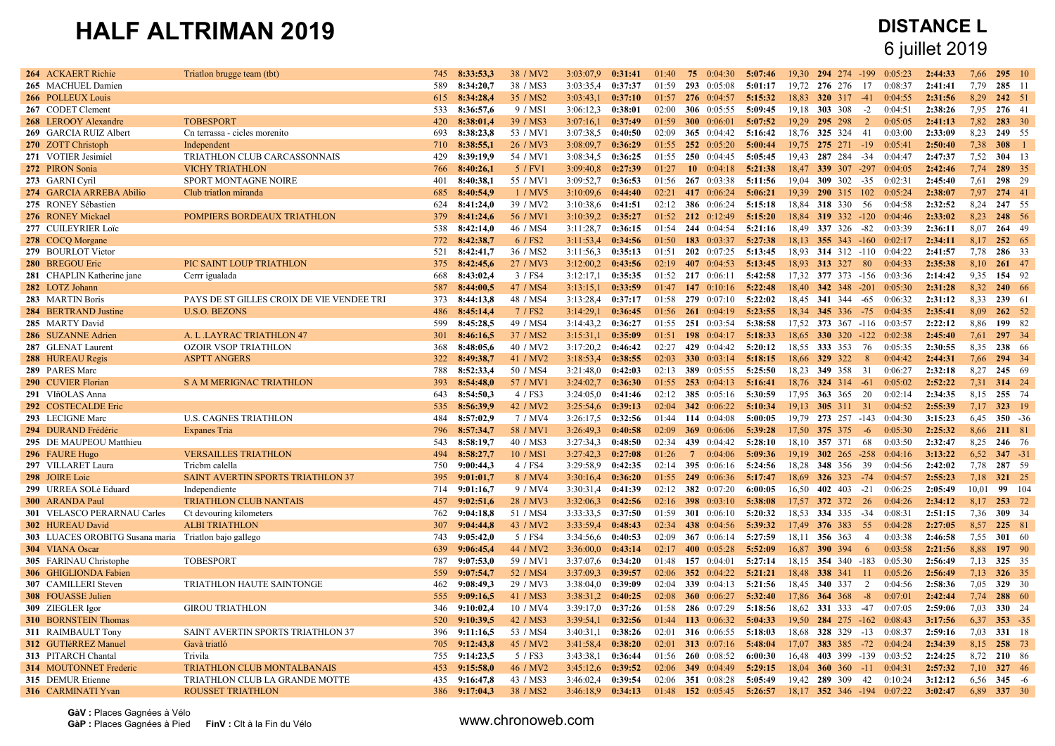# HALF ALTRIMAN 2019

**DISTANCE L**
6 juillet 2019

| Clt | Nom | Club | Dos | Temps | Clt Cat | Inter | Natation | T1 | Clt | T1 | Vélo | Moy | Clt | FinV | GàV | T2 | Course | Moy | Clt | GàP |
|---|---|---|---|---|---|---|---|---|---|---|---|---|---|---|---|---|---|---|---|---|
| 264 | ACKAERT Richie | Triatlon brugge team (tbt) | 745 | 8:33:53,3 | 38 / MV2 | 3:03:07,9 | 0:31:41 | 01:40 | 75 | 0:04:30 | 5:07:46 | 19,30 | 294 | 274 | -199 | 0:05:23 | 2:44:33 | 7,66 | 295 | 10 |
| 265 | MACHUEL Damien | | 589 | 8:34:20,7 | 38 / MS3 | 3:03:35,4 | 0:37:37 | 01:59 | 293 | 0:05:08 | 5:01:17 | 19,72 | 276 | 276 | 17 | 0:08:37 | 2:41:41 | 7,79 | 285 | 11 |
| 266 | POLLEUX Louis | | 615 | 8:34:28,4 | 35 / MS2 | 3:03:43,1 | 0:37:10 | 01:57 | 276 | 0:04:57 | 5:15:32 | 18,83 | 320 | 317 | -41 | 0:04:55 | 2:31:56 | 8,29 | 242 | 51 |
| 267 | CODET Clement | | 533 | 8:36:57,6 | 9 / MS1 | 3:06:12,3 | 0:38:01 | 02:00 | 306 | 0:05:55 | 5:09:45 | 19,18 | 303 | 308 | -2 | 0:04:51 | 2:38:26 | 7,95 | 276 | 41 |
| 268 | LEROOY Alexandre | TOBESPORT | 420 | 8:38:01,4 | 39 / MS3 | 3:07:16,1 | 0:37:49 | 01:59 | 300 | 0:06:01 | 5:07:52 | 19,29 | 295 | 298 | 2 | 0:05:05 | 2:41:13 | 7,82 | 283 | 30 |
| 269 | GARCIA RUIZ Albert | Cn terrassa - cicles morenito | 693 | 8:38:23,8 | 53 / MV1 | 3:07:38,5 | 0:40:50 | 02:09 | 365 | 0:04:42 | 5:16:42 | 18,76 | 325 | 324 | 41 | 0:03:00 | 2:33:09 | 8,23 | 249 | 55 |
| 270 | ZOTT Christoph | Independent | 710 | 8:38:55,1 | 26 / MV3 | 3:08:09,7 | 0:36:29 | 01:55 | 252 | 0:05:20 | 5:00:44 | 19,75 | 275 | 271 | -19 | 0:05:41 | 2:50:40 | 7,38 | 308 | 1 |
| 271 | VOTIER Jesimiel | TRIATHLON CLUB CARCASSONNAIS | 429 | 8:39:19,9 | 54 / MV1 | 3:08:34,5 | 0:36:25 | 01:55 | 250 | 0:04:45 | 5:05:45 | 19,43 | 287 | 284 | -34 | 0:04:47 | 2:47:37 | 7,52 | 304 | 13 |
| 272 | PIRON Sonia | VICHY TRIATHLON | 766 | 8:40:26,1 | 5 / FV1 | 3:09:40,8 | 0:27:39 | 01:27 | 10 | 0:04:18 | 5:21:38 | 18,47 | 339 | 307 | -297 | 0:04:05 | 2:42:46 | 7,74 | 289 | 35 |
| 273 | GARNI Cyril | SPORT MONTAGNE NOIRE | 401 | 8:40:38,1 | 55 / MV1 | 3:09:52,7 | 0:36:53 | 01:56 | 267 | 0:03:38 | 5:11:56 | 19,04 | 309 | 302 | -35 | 0:02:31 | 2:45:40 | 7,61 | 298 | 29 |
| 274 | GARCIA ARREBA Abilio | Club triatlon miranda | 685 | 8:40:54,9 | 1 / MV5 | 3:10:09,6 | 0:44:40 | 02:21 | 417 | 0:06:24 | 5:06:21 | 19,39 | 290 | 315 | 102 | 0:05:24 | 2:38:07 | 7,97 | 274 | 41 |
| 275 | RONEY Sébastien | | 624 | 8:41:24,0 | 39 / MV2 | 3:10:38,6 | 0:41:51 | 02:12 | 386 | 0:06:24 | 5:15:18 | 18,84 | 318 | 330 | 56 | 0:04:58 | 2:32:52 | 8,24 | 247 | 55 |
| 276 | RONEY Mickael | POMPIERS BORDEAUX TRIATHLON | 379 | 8:41:24,6 | 56 / MV1 | 3:10:39,2 | 0:35:27 | 01:52 | 212 | 0:12:49 | 5:15:20 | 18,84 | 319 | 332 | -120 | 0:04:46 | 2:33:02 | 8,23 | 248 | 56 |
| 277 | CUILEYRIER Loïc | | 538 | 8:42:14,0 | 46 / MS4 | 3:11:28,7 | 0:36:15 | 01:54 | 244 | 0:04:54 | 5:21:16 | 18,49 | 337 | 326 | -82 | 0:03:39 | 2:36:11 | 8,07 | 264 | 49 |
| 278 | COCQ Morgane | | 772 | 8:42:38,7 | 6 / FS2 | 3:11:53,4 | 0:34:56 | 01:50 | 183 | 0:03:37 | 5:27:38 | 18,13 | 355 | 343 | -160 | 0:02:17 | 2:34:11 | 8,17 | 252 | 65 |
| 279 | BOURLOT Victor | | 521 | 8:42:41,7 | 36 / MS2 | 3:11:56,3 | 0:35:13 | 01:51 | 202 | 0:07:25 | 5:13:45 | 18,93 | 314 | 312 | -110 | 0:04:22 | 2:41:57 | 7,78 | 286 | 33 |
| 280 | BREGOU Eric | PIC SAINT LOUP TRIATHLON | 375 | 8:42:45,6 | 27 / MV3 | 3:12:00,2 | 0:43:56 | 02:19 | 407 | 0:04:53 | 5:13:45 | 18,93 | 313 | 327 | 80 | 0:04:33 | 2:35:38 | 8,10 | 261 | 47 |
| 281 | CHAPLIN Katherine jane | Cerrr igualada | 668 | 8:43:02,4 | 3 / FS4 | 3:12:17,1 | 0:35:35 | 01:52 | 217 | 0:06:11 | 5:42:58 | 17,32 | 377 | 373 | -156 | 0:03:36 | 2:14:42 | 9,35 | 154 | 92 |
| 282 | LOTZ Johann | | 587 | 8:44:00,5 | 47 / MS4 | 3:13:15,1 | 0:33:59 | 01:47 | 147 | 0:10:16 | 5:22:48 | 18,40 | 342 | 348 | -201 | 0:05:30 | 2:31:28 | 8,32 | 240 | 66 |
| 283 | MARTIN Boris | PAYS DE ST GILLES CROIX DE VIE VENDEE TRI | 373 | 8:44:13,8 | 48 / MS4 | 3:13:28,4 | 0:37:17 | 01:58 | 279 | 0:07:10 | 5:22:02 | 18,45 | 341 | 344 | -65 | 0:06:32 | 2:31:12 | 8,33 | 239 | 61 |
| 284 | BERTRAND Justine | U.S.O. BEZONS | 486 | 8:45:14,4 | 7 / FS2 | 3:14:29,1 | 0:36:45 | 01:56 | 261 | 0:04:19 | 5:23:55 | 18,34 | 345 | 336 | -75 | 0:04:35 | 2:35:41 | 8,09 | 262 | 52 |
| 285 | MARTY David | | 599 | 8:45:28,5 | 49 / MS4 | 3:14:43,2 | 0:36:27 | 01:55 | 251 | 0:03:54 | 5:38:58 | 17,52 | 373 | 367 | -116 | 0:03:57 | 2:22:12 | 8,86 | 199 | 82 |
| 286 | SUZANNE Adrien | A. L .LAYRAC TRIATHLON 47 | 301 | 8:46:16,5 | 37 / MS2 | 3:15:31,1 | 0:35:09 | 01:51 | 198 | 0:04:17 | 5:18:33 | 18,65 | 330 | 320 | -122 | 0:02:38 | 2:45:40 | 7,61 | 297 | 34 |
| 287 | GLENAT Laurent | OZOIR VSOP TRIATHLON | 368 | 8:48:05,6 | 40 / MV2 | 3:17:20,2 | 0:46:42 | 02:27 | 429 | 0:04:42 | 5:20:12 | 18,55 | 333 | 353 | 76 | 0:05:35 | 2:30:55 | 8,35 | 238 | 66 |
| 288 | HUREAU Regis | ASPTT ANGERS | 322 | 8:49:38,7 | 41 / MV2 | 3:18:53,4 | 0:38:55 | 02:03 | 330 | 0:03:14 | 5:18:15 | 18,66 | 329 | 322 | 8 | 0:04:42 | 2:44:31 | 7,66 | 294 | 34 |
| 289 | PARES Marc | | 788 | 8:52:33,4 | 50 / MS4 | 3:21:48,0 | 0:42:03 | 02:13 | 389 | 0:05:55 | 5:25:50 | 18,23 | 349 | 358 | 31 | 0:06:27 | 2:32:18 | 8,27 | 245 | 69 |
| 290 | CUVIER Florian | S A M MERIGNAC TRIATHLON | 393 | 8:54:48,0 | 57 / MV1 | 3:24:02,7 | 0:36:30 | 01:55 | 253 | 0:04:13 | 5:16:41 | 18,76 | 324 | 314 | -61 | 0:05:02 | 2:52:22 | 7,31 | 314 | 24 |
| 291 | VIñOLAS Anna | | 643 | 8:54:50,3 | 4 / FS3 | 3:24:05,0 | 0:41:46 | 02:12 | 385 | 0:05:16 | 5:30:59 | 17,95 | 363 | 365 | 20 | 0:02:14 | 2:34:35 | 8,15 | 255 | 74 |
| 292 | COSTECALDE Eric | | 535 | 8:56:39,9 | 42 / MV2 | 3:25:54,6 | 0:39:13 | 02:04 | 342 | 0:06:22 | 5:10:34 | 19,13 | 305 | 311 | 31 | 0:04:52 | 2:55:39 | 7,17 | 323 | 19 |
| 293 | LECIGNE Marc | U.S. CAGNES TRIATHLON | 484 | 8:57:02,9 | 7 / MV4 | 3:26:17,5 | 0:32:56 | 01:44 | 114 | 0:04:08 | 5:00:05 | 19,79 | 273 | 257 | -143 | 0:04:30 | 3:15:23 | 6,45 | 350 | -36 |
| 294 | DURAND Frédéric | Expanes Tria | 796 | 8:57:34,7 | 58 / MV1 | 3:26:49,3 | 0:40:58 | 02:09 | 369 | 0:06:06 | 5:39:28 | 17,50 | 375 | 375 | -6 | 0:05:30 | 2:25:32 | 8,66 | 211 | 81 |
| 295 | DE MAUPEOU Matthieu | | 543 | 8:58:19,7 | 40 / MS3 | 3:27:34,3 | 0:48:50 | 02:34 | 439 | 0:04:42 | 5:28:10 | 18,10 | 357 | 371 | 68 | 0:03:50 | 2:32:47 | 8,25 | 246 | 76 |
| 296 | FAURE Hugo | VERSAILLES TRIATHLON | 494 | 8:58:27,7 | 10 / MS1 | 3:27:42,3 | 0:27:08 | 01:26 | 7 | 0:04:06 | 5:09:36 | 19,19 | 302 | 265 | -258 | 0:04:16 | 3:13:22 | 6,52 | 347 | -31 |
| 297 | VILLARET Laura | Tricbm calella | 750 | 9:00:44,3 | 4 / FS4 | 3:29:58,9 | 0:42:35 | 02:14 | 395 | 0:06:16 | 5:24:56 | 18,28 | 348 | 356 | 39 | 0:04:56 | 2:42:02 | 7,78 | 287 | 59 |
| 298 | JOIRE Loic | SAINT AVERTIN SPORTS TRIATHLON 37 | 395 | 9:01:01,7 | 8 / MV4 | 3:30:16,4 | 0:36:20 | 01:55 | 249 | 0:06:36 | 5:17:47 | 18,69 | 326 | 323 | -74 | 0:04:57 | 2:55:23 | 7,18 | 321 | 25 |
| 299 | URREA SOLé Eduard | Independiente | 714 | 9:01:16,7 | 9 / MV4 | 3:30:31,4 | 0:41:39 | 02:12 | 382 | 0:07:20 | 6:00:05 | 16,50 | 402 | 403 | -21 | 0:06:25 | 2:05:49 | 10,01 | 99 | 104 |
| 300 | ARANDA Paul | TRIATHLON CLUB NANTAIS | 457 | 9:02:51,6 | 28 / MV3 | 3:32:06,3 | 0:42:56 | 02:16 | 398 | 0:03:10 | 5:38:08 | 17,57 | 372 | 372 | 26 | 0:04:26 | 2:34:12 | 8,17 | 253 | 72 |
| 301 | VELASCO PERARNAU Carles | Ct devouring kilometers | 762 | 9:04:18,8 | 51 / MS4 | 3:33:33,5 | 0:37:50 | 01:59 | 301 | 0:06:10 | 5:20:32 | 18,53 | 334 | 335 | -34 | 0:08:31 | 2:51:15 | 7,36 | 309 | 34 |
| 302 | HUREAU David | ALBI TRIATHLON | 307 | 9:04:44,8 | 43 / MV2 | 3:33:59,4 | 0:48:43 | 02:34 | 438 | 0:04:56 | 5:39:32 | 17,49 | 376 | 383 | 55 | 0:04:28 | 2:27:05 | 8,57 | 225 | 81 |
| 303 | LUACES OROBITG Susana maria | Triatlon bajo gallego | 743 | 9:05:42,0 | 5 / FS4 | 3:34:56,6 | 0:40:53 | 02:09 | 367 | 0:06:14 | 5:27:59 | 18,11 | 356 | 363 | 4 | 0:03:38 | 2:46:58 | 7,55 | 301 | 60 |
| 304 | VIANA Oscar | | 639 | 9:06:45,4 | 44 / MV2 | 3:36:00,0 | 0:43:14 | 02:17 | 400 | 0:05:28 | 5:52:09 | 16,87 | 390 | 394 | 6 | 0:03:58 | 2:21:56 | 8,88 | 197 | 90 |
| 305 | FARINAU Christophe | TOBESPORT | 787 | 9:07:53,0 | 59 / MV1 | 3:37:07,6 | 0:34:20 | 01:48 | 157 | 0:04:01 | 5:27:14 | 18,15 | 354 | 340 | -183 | 0:05:30 | 2:56:49 | 7,13 | 325 | 35 |
| 306 | GHIGLIONDA Fabien | | 559 | 9:07:54,7 | 52 / MS4 | 3:37:09,3 | 0:39:57 | 02:06 | 352 | 0:04:22 | 5:21:21 | 18,48 | 338 | 341 | 11 | 0:05:26 | 2:56:49 | 7,13 | 326 | 35 |
| 307 | CAMILLERI Steven | TRIATHLON HAUTE SAINTONGE | 462 | 9:08:49,3 | 29 / MV3 | 3:38:04,0 | 0:39:09 | 02:04 | 339 | 0:04:13 | 5:21:56 | 18,45 | 340 | 337 | 2 | 0:04:56 | 2:58:36 | 7,05 | 329 | 30 |
| 308 | FOUASSE Julien | | 555 | 9:09:16,5 | 41 / MS3 | 3:38:31,2 | 0:40:25 | 02:08 | 360 | 0:06:27 | 5:32:40 | 17,86 | 364 | 368 | -8 | 0:07:01 | 2:42:44 | 7,74 | 288 | 60 |
| 309 | ZIEGLER Igor | GIROU TRIATHLON | 346 | 9:10:02,4 | 10 / MV4 | 3:39:17,0 | 0:37:26 | 01:58 | 286 | 0:07:29 | 5:18:56 | 18,62 | 331 | 333 | -47 | 0:07:05 | 2:59:06 | 7,03 | 330 | 24 |
| 310 | BORNSTEIN Thomas | | 520 | 9:10:39,5 | 42 / MS3 | 3:39:54,1 | 0:32:56 | 01:44 | 113 | 0:06:32 | 5:04:33 | 19,50 | 284 | 275 | -162 | 0:08:43 | 3:17:56 | 6,37 | 353 | -35 |
| 311 | RAIMBAULT Tony | SAINT AVERTIN SPORTS TRIATHLON 37 | 396 | 9:11:16,5 | 53 / MS4 | 3:40:31,1 | 0:38:26 | 02:01 | 316 | 0:06:55 | 5:18:03 | 18,68 | 328 | 329 | -13 | 0:08:37 | 2:59:16 | 7,03 | 331 | 18 |
| 312 | GUTIéRREZ Manuel | Gavà triatló | 705 | 9:12:43,8 | 45 / MV2 | 3:41:58,4 | 0:38:20 | 02:01 | 313 | 0:07:16 | 5:48:04 | 17,07 | 383 | 385 | -72 | 0:04:24 | 2:34:39 | 8,15 | 258 | 73 |
| 313 | PITARCH Chantal | Trivila | 755 | 9:14:23,5 | 5 / FS3 | 3:43:38,1 | 0:36:44 | 01:56 | 260 | 0:08:52 | 6:00:30 | 16,48 | 403 | 399 | -139 | 0:03:52 | 2:24:25 | 8,72 | 210 | 86 |
| 314 | MOUTONNET Frederic | TRIATHLON CLUB MONTALBANAIS | 453 | 9:15:58,0 | 46 / MV2 | 3:45:12,6 | 0:39:52 | 02:06 | 349 | 0:04:49 | 5:29:15 | 18,04 | 360 | 360 | -11 | 0:04:31 | 2:57:32 | 7,10 | 327 | 46 |
| 315 | DEMUR Etienne | TRIATHLON CLUB LA GRANDE MOTTE | 435 | 9:16:47,8 | 43 / MS3 | 3:46:02,4 | 0:39:54 | 02:06 | 351 | 0:08:28 | 5:05:49 | 19,42 | 289 | 309 | 42 | 0:10:24 | 3:12:12 | 6,56 | 345 | -6 |
| 316 | CARMINATI Yvan | ROUSSET TRIATHLON | 386 | 9:17:04,3 | 38 / MS2 | 3:46:18,9 | 0:34:13 | 01:48 | 152 | 0:05:45 | 5:26:57 | 18,17 | 352 | 346 | -194 | 0:07:22 | 3:02:47 | 6,89 | 337 | 30 |

**GàV :** Places Gagnées à Vélo
**GàP :** Places Gagnées à Pied
**FinV :** Clt à la Fin du Vélo

www.chronoweb.com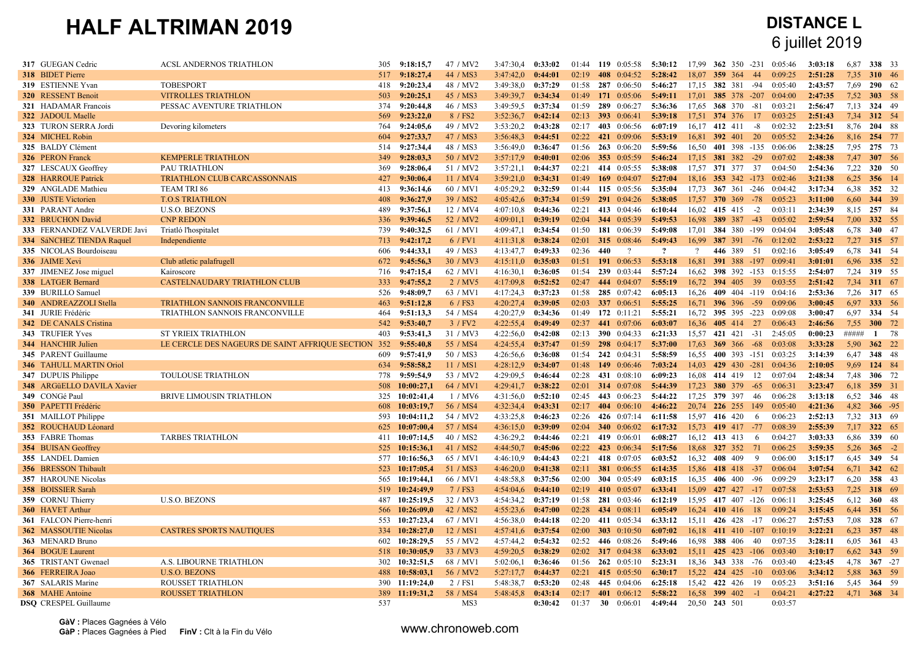# HALF ALTRIMAN 2019

## DISTANCE L
6 juillet 2019

| Clt | Nom | Club | Dos | Temps | Cat | Natation | Trans | T1 | Clt | Vélo | Tps | Vit | Clt | GàV | FinV | GàV | T2 | Course | Vit | Clt | GàP |
|---|---|---|---|---|---|---|---|---|---|---|---|---|---|---|---|---|---|---|---|---|---|
| 317 | GUEGAN Cedric | ACSL ANDERNOS TRIATHLON | 305 | 9:18:15,7 | 47 / MV2 | 3:47:30,4 | 0:33:02 | 01:44 | 119 | 0:05:58 | 5:30:12 | 17,99 | 362 | 350 | -231 | 0:05:46 | 3:03:18 | 6,87 | 338 | 33 |
| 318 | BIDET Pierre | | 517 | 9:18:27,4 | 44 / MS3 | 3:47:42,0 | 0:44:01 | 02:19 | 408 | 0:04:52 | 5:28:42 | 18,07 | 359 | 364 | 44 | 0:09:25 | 3:21:28 | 7,35 | 310 | 46 |
| 319 | ESTIENNE Yvan | TOBESPORT | 418 | 9:20:23,4 | 48 / MV2 | 3:49:38,0 | 0:37:29 | 01:58 | 287 | 0:06:50 | 5:46:27 | 17,15 | 382 | 381 | -94 | 0:05:40 | 2:43:57 | 7,69 | 290 | 62 |
| 320 | RESSENT Benoit | VITROLLES TRIATHLON | 503 | 9:20:25,1 | 45 / MS3 | 3:49:39,7 | 0:34:34 | 01:49 | 171 | 0:05:06 | 5:49:11 | 17,01 | 385 | 378 | -207 | 0:04:00 | 2:47:35 | 7,52 | 303 | 58 |
| 321 | HADAMAR Francois | PESSAC AVENTURE TRIATHLON | 374 | 9:20:44,8 | 46 / MS3 | 3:49:59,5 | 0:37:34 | 01:59 | 289 | 0:06:27 | 5:36:36 | 17,65 | 368 | 370 | -81 | 0:03:21 | 2:56:47 | 7,13 | 324 | 49 |
| 322 | JADOUL Maelle | | 569 | 9:23:22,0 | 8 / FS2 | 3:52:36,7 | 0:42:14 | 02:13 | 393 | 0:06:41 | 5:39:18 | 17,51 | 374 | 376 | 17 | 0:03:25 | 2:51:43 | 7,34 | 312 | 54 |
| 323 | TURON SERRA Jordi | Devoring kilometers | 764 | 9:24:05,6 | 49 / MV2 | 3:53:20,2 | 0:43:28 | 02:17 | 403 | 0:06:56 | 6:07:19 | 16,17 | 412 | 411 | -8 | 0:02:32 | 2:23:51 | 8,76 | 204 | 88 |
| 324 | MICHEL Robin | | 604 | 9:27:33,7 | 47 / MS3 | 3:56:48,3 | 0:44:51 | 02:22 | 421 | 0:09:06 | 5:53:19 | 16,81 | 392 | 401 | 20 | 0:05:52 | 2:34:26 | 8,16 | 254 | 77 |
| 325 | BALDY Clément | | 514 | 9:27:34,4 | 48 / MS3 | 3:56:49,0 | 0:36:47 | 01:56 | 263 | 0:06:20 | 5:59:56 | 16,50 | 401 | 398 | -135 | 0:06:06 | 2:38:25 | 7,95 | 275 | 73 |
| 326 | PERON Franck | KEMPERLE TRIATHLON | 349 | 9:28:03,3 | 50 / MV2 | 3:57:17,9 | 0:40:01 | 02:06 | 353 | 0:05:59 | 5:46:24 | 17,15 | 381 | 382 | -29 | 0:07:02 | 2:48:38 | 7,47 | 307 | 56 |
| 327 | LESCAUX Geoffrey | PAU TRIATHLON | 369 | 9:28:06,4 | 51 / MV2 | 3:57:21,1 | 0:44:37 | 02:21 | 414 | 0:05:55 | 5:38:08 | 17,57 | 371 | 377 | 37 | 0:04:50 | 2:54:36 | 7,22 | 320 | 50 |
| 328 | HARROUE Patrick | TRIATHLON CLUB CARCASSONNAIS | 427 | 9:30:06,4 | 11 / MV4 | 3:59:21,0 | 0:34:31 | 01:49 | 169 | 0:04:07 | 5:27:04 | 18,16 | 353 | 342 | -173 | 0:02:46 | 3:21:38 | 6,25 | 356 | 14 |
| 329 | ANGLADE Mathieu | TEAM TRI 86 | 413 | 9:36:14,6 | 60 / MV1 | 4:05:29,2 | 0:32:59 | 01:44 | 115 | 0:05:56 | 5:35:04 | 17,73 | 367 | 361 | -246 | 0:04:42 | 3:17:34 | 6,38 | 352 | 32 |
| 330 | JUSTE Victorien | T.O.S TRIATHLON | 408 | 9:36:27,9 | 39 / MS2 | 4:05:42,6 | 0:37:34 | 01:59 | 291 | 0:04:26 | 5:38:05 | 17,57 | 370 | 369 | -78 | 0:05:23 | 3:11:00 | 6,60 | 344 | 39 |
| 331 | PARANT Andre | U.S.O. BEZONS | 489 | 9:37:56,1 | 12 / MV4 | 4:07:10,8 | 0:44:36 | 02:21 | 413 | 0:04:46 | 6:10:44 | 16,02 | 415 | 415 | -2 | 0:03:11 | 2:34:39 | 8,15 | 257 | 84 |
| 332 | BRUCHON David | CNP REDON | 336 | 9:39:46,5 | 52 / MV2 | 4:09:01,1 | 0:39:19 | 02:04 | 344 | 0:05:39 | 5:49:53 | 16,98 | 389 | 387 | -43 | 0:05:02 | 2:59:54 | 7,00 | 332 | 55 |
| 333 | FERNANDEZ VALVERDE Javi | Triatló l'hospitalet | 739 | 9:40:32,5 | 61 / MV1 | 4:09:47,1 | 0:34:54 | 01:50 | 181 | 0:06:39 | 5:49:08 | 17,01 | 384 | 380 | -199 | 0:04:04 | 3:05:48 | 6,78 | 340 | 47 |
| 334 | SáNCHEZ TIENDA Raquel | Independiente | 713 | 9:42:17,2 | 6 / FV1 | 4:11:31,8 | 0:38:24 | 02:01 | 315 | 0:08:46 | 5:49:43 | 16,99 | 387 | 391 | -76 | 0:12:02 | 2:53:22 | 7,27 | 315 | 57 |
| 335 | NICOLAS Bourdoiseau | | 606 | 9:44:33,1 | 49 / MS3 | 4:13:47,7 | 0:49:33 | 02:36 | 440 | ? | ? | ? | 446 | 389 | 51 | 0:02:16 | 3:05:49 | 6,78 | 341 | 54 |
| 336 | JAIME Xevi | Club atletic palafrugell | 672 | 9:45:56,3 | 30 / MV3 | 4:15:11,0 | 0:35:03 | 01:51 | 191 | 0:06:05 | 5:53:18 | 16,81 | 391 | 388 | -197 | 0:09:41 | 3:01:01 | 6,96 | 335 | 52 |
| 337 | JIMENEZ Jose miguel | Kairoscore | 716 | 9:47:15,4 | 62 / MV1 | 4:16:30,1 | 0:36:05 | 01:54 | 239 | 0:03:44 | 5:57:24 | 16,62 | 398 | 392 | -153 | 0:15:55 | 2:54:07 | 7,24 | 319 | 55 |
| 338 | LATGER Bernard | CASTELNAUDARY TRIATHLON CLUB | 333 | 9:47:55,2 | 2 / MV5 | 4:17:09,8 | 0:52:52 | 02:47 | 444 | 0:04:07 | 5:55:19 | 16,72 | 394 | 405 | 39 | 0:03:55 | 2:51:42 | 7,34 | 311 | 67 |
| 339 | BURILLO Samuel | | 526 | 9:48:09,7 | 63 / MV1 | 4:17:24,3 | 0:37:23 | 01:58 | 285 | 0:07:42 | 6:05:13 | 16,26 | 409 | 404 | -119 | 0:04:16 | 2:53:36 | 7,26 | 317 | 65 |
| 340 | ANDREAZZOLI Stella | TRIATHLON SANNOIS FRANCONVILLE | 463 | 9:51:12,8 | 6 / FS3 | 4:20:27,4 | 0:39:05 | 02:03 | 337 | 0:06:51 | 5:55:25 | 16,71 | 396 | 396 | -59 | 0:09:06 | 3:00:45 | 6,97 | 333 | 56 |
| 341 | JURIE Frédéric | TRIATHLON SANNOIS FRANCONVILLE | 464 | 9:51:13,3 | 54 / MS4 | 4:20:27,9 | 0:34:36 | 01:49 | 172 | 0:11:21 | 5:55:21 | 16,72 | 395 | 395 | -223 | 0:09:08 | 3:00:47 | 6,97 | 334 | 54 |
| 342 | DE CANALS Cristina | | 542 | 9:53:40,7 | 3 / FV2 | 4:22:55,4 | 0:49:49 | 02:37 | 441 | 0:07:06 | 6:03:07 | 16,36 | 405 | 414 | 27 | 0:06:43 | 2:46:56 | 7,55 | 300 | 72 |
| 343 | TRUFIER Yves | ST YRIEIX TRIATHLON | 403 | 9:53:41,3 | 31 / MV3 | 4:22:56,0 | 0:42:08 | 02:13 | 390 | 0:04:33 | 6:21:33 | 15,57 | 421 | 421 | -31 | 2:45:05 | 0:00:23 | ##### | 1 | 78 |
| 344 | HANCHIR Julien | LE CERCLE DES NAGEURS DE SAINT AFFRIQUE SECTION | 352 | 9:55:40,8 | 55 / MS4 | 4:24:55,4 | 0:37:47 | 01:59 | 298 | 0:04:17 | 5:37:00 | 17,63 | 369 | 366 | -68 | 0:03:08 | 3:33:28 | 5,90 | 362 | 22 |
| 345 | PARENT Guillaume | | 609 | 9:57:41,9 | 50 / MS3 | 4:26:56,6 | 0:36:08 | 01:54 | 242 | 0:04:31 | 5:58:59 | 16,55 | 400 | 393 | -151 | 0:03:25 | 3:14:39 | 6,47 | 348 | 48 |
| 346 | TAHULL MARTIN Oriol | | 634 | 9:58:58,2 | 11 / MS1 | 4:28:12,9 | 0:34:07 | 01:48 | 149 | 0:06:46 | 7:03:24 | 14,03 | 429 | 430 | -281 | 0:04:36 | 2:10:05 | 9,69 | 124 | 84 |
| 347 | DUPUIS Philippe | TOULOUSE TRIATHLON | 778 | 9:59:54,9 | 53 / MV2 | 4:29:09,5 | 0:46:44 | 02:28 | 431 | 0:08:10 | 6:09:23 | 16,08 | 414 | 419 | 12 | 0:07:04 | 2:48:34 | 7,48 | 306 | 72 |
| 348 | ARGüELLO DAVILA Xavier | | 508 | 10:00:27,1 | 64 / MV1 | 4:29:41,7 | 0:38:22 | 02:01 | 314 | 0:07:08 | 5:44:39 | 17,23 | 380 | 379 | -65 | 0:06:31 | 3:23:47 | 6,18 | 359 | 31 |
| 349 | CONGé Paul | BRIVE LIMOUSIN TRIATHLON | 325 | 10:02:41,4 | 1 / MV6 | 4:31:56,0 | 0:52:10 | 02:45 | 443 | 0:06:23 | 5:44:22 | 17,25 | 379 | 397 | 46 | 0:06:28 | 3:13:18 | 6,52 | 346 | 48 |
| 350 | PAPETTI Frédéric | | 608 | 10:03:19,7 | 56 / MS4 | 4:32:34,4 | 0:43:31 | 02:17 | 404 | 0:06:10 | 4:46:22 | 20,74 | 226 | 255 | 149 | 0:05:40 | 4:21:36 | 4,82 | 366 | -95 |
| 351 | MAILLOT Philippe | | 593 | 10:04:11,2 | 54 / MV2 | 4:33:25,8 | 0:46:23 | 02:26 | 426 | 0:07:14 | 6:11:58 | 15,97 | 416 | 420 | 6 | 0:06:23 | 2:52:13 | 7,32 | 313 | 69 |
| 352 | ROUCHAUD Léonard | | 625 | 10:07:00,4 | 57 / MS4 | 4:36:15,0 | 0:39:09 | 02:04 | 340 | 0:06:02 | 6:17:32 | 15,73 | 419 | 417 | -77 | 0:08:39 | 2:55:39 | 7,17 | 322 | 65 |
| 353 | FABRE Thomas | TARBES TRIATHLON | 411 | 10:07:14,5 | 40 / MS2 | 4:36:29,2 | 0:44:46 | 02:21 | 419 | 0:06:01 | 6:08:27 | 16,12 | 413 | 413 | 6 | 0:04:27 | 3:03:33 | 6,86 | 339 | 60 |
| 354 | BUISAN Geoffrey | | 525 | 10:15:36,1 | 41 / MS2 | 4:44:50,7 | 0:45:06 | 02:22 | 423 | 0:06:34 | 5:17:56 | 18,68 | 327 | 352 | 71 | 0:06:25 | 3:59:35 | 5,26 | 365 | -2 |
| 355 | LANDEL Damien | | 577 | 10:16:56,3 | 65 / MV1 | 4:46:10,9 | 0:44:43 | 02:21 | 418 | 0:07:05 | 6:03:52 | 16,32 | 408 | 409 | 9 | 0:06:00 | 3:15:17 | 6,45 | 349 | 54 |
| 356 | BRESSON Thibault | | 523 | 10:17:05,4 | 51 / MS3 | 4:46:20,0 | 0:41:38 | 02:11 | 381 | 0:06:55 | 6:14:35 | 15,86 | 418 | 418 | -37 | 0:06:04 | 3:07:54 | 6,71 | 342 | 62 |
| 357 | HAROUNE Nicolas | | 565 | 10:19:44,1 | 66 / MV1 | 4:48:58,8 | 0:37:56 | 02:00 | 304 | 0:05:49 | 6:03:15 | 16,35 | 406 | 400 | -96 | 0:09:29 | 3:23:17 | 6,20 | 358 | 43 |
| 358 | BOISSIER Sarah | | 519 | 10:24:49,9 | 7 / FS3 | 4:54:04,6 | 0:44:10 | 02:19 | 410 | 0:05:07 | 6:33:41 | 15,09 | 427 | 427 | -17 | 0:07:58 | 2:53:53 | 7,25 | 318 | 69 |
| 359 | CORNU Thierry | U.S.O. BEZONS | 487 | 10:25:19,5 | 32 / MV3 | 4:54:34,2 | 0:37:19 | 01:58 | 281 | 0:03:46 | 6:12:19 | 15,95 | 417 | 407 | -126 | 0:06:11 | 3:25:45 | 6,12 | 360 | 48 |
| 360 | HAVET Arthur | | 566 | 10:26:09,0 | 42 / MS2 | 4:55:23,6 | 0:47:00 | 02:28 | 434 | 0:08:11 | 6:05:49 | 16,24 | 410 | 416 | 18 | 0:09:24 | 3:15:45 | 6,44 | 351 | 56 |
| 361 | FALCON Pierre-henri | | 553 | 10:27:23,4 | 67 / MV1 | 4:56:38,0 | 0:44:18 | 02:20 | 411 | 0:05:44 | 6:33:12 | 15,11 | 426 | 428 | -17 | 0:06:27 | 2:57:53 | 7,08 | 328 | 67 |
| 362 | MASSOUTIE Nicolas | CASTRES SPORTS NAUTIQUES | 334 | 10:28:27,0 | 12 / MS1 | 4:57:41,6 | 0:37:54 | 02:00 | 303 | 0:10:50 | 6:07:02 | 16,18 | 411 | 410 | -107 | 0:10:19 | 3:22:21 | 6,23 | 357 | 48 |
| 363 | MENARD Bruno | | 602 | 10:28:29,5 | 55 / MV2 | 4:57:44,2 | 0:54:32 | 02:52 | 446 | 0:08:26 | 5:49:46 | 16,98 | 388 | 406 | 40 | 0:07:35 | 3:28:11 | 6,05 | 361 | 43 |
| 364 | BOGUE Laurent | | 518 | 10:30:05,9 | 33 / MV3 | 4:59:20,5 | 0:38:29 | 02:02 | 317 | 0:04:38 | 6:33:02 | 15,11 | 425 | 423 | -106 | 0:03:40 | 3:10:17 | 6,62 | 343 | 59 |
| 365 | TRISTANT Gwenael | A.S. LIBOURNE TRIATHLON | 302 | 10:32:51,5 | 68 / MV1 | 5:02:06,1 | 0:36:46 | 01:56 | 262 | 0:05:10 | 5:23:31 | 18,36 | 343 | 338 | -76 | 0:03:40 | 4:23:45 | 4,78 | 367 | -27 |
| 366 | FERREIRA Joao | U.S.O. BEZONS | 488 | 10:58:03,1 | 56 / MV2 | 5:27:17,7 | 0:44:37 | 02:21 | 415 | 0:05:50 | 6:30:17 | 15,22 | 424 | 425 | -10 | 0:03:06 | 3:34:12 | 5,88 | 363 | 59 |
| 367 | SALARIS Marine | ROUSSET TRIATHLON | 390 | 11:19:24,0 | 2 / FS1 | 5:48:38,7 | 0:53:20 | 02:48 | 445 | 0:04:06 | 6:25:18 | 15,42 | 422 | 426 | 19 | 0:05:23 | 3:51:16 | 5,45 | 364 | 59 |
| 368 | MAHE Antoine | ROUSSET TRIATHLON | 389 | 11:19:31,2 | 58 / MS4 | 5:48:45,8 | 0:43:14 | 02:17 | 401 | 0:06:12 | 5:58:22 | 16,58 | 399 | 402 | -1 | 0:04:21 | 4:27:22 | 4,71 | 368 | 34 |
| DSQ | CRESPEL Guillaume | | 537 | | MS3 | | 0:30:42 | 01:37 | 30 | 0:06:01 | 4:49:44 | 20,50 | 243 | 501 | | 0:03:57 | | | | |

**GàV :** Places Gagnées à Vélo
**GàP :** Places Gagnées à Pied
**FinV :** Clt à la Fin du Vélo

www.chronoweb.com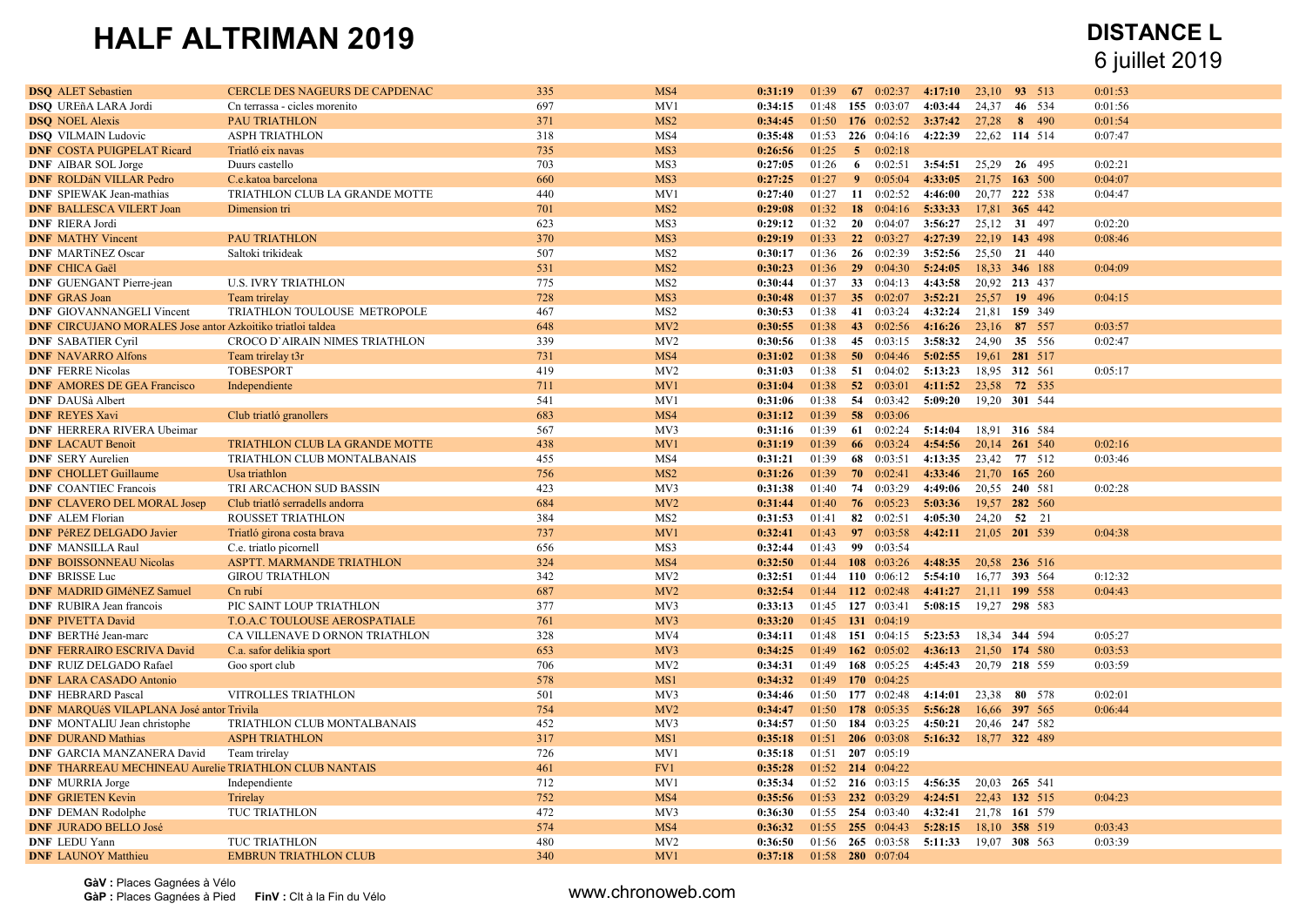# HALF ALTRIMAN 2019

**DISTANCE L**
6 juillet 2019

| Statut | Nom | Club | Dossard | Cat. | Natation | | | T1 | Vélo | | | | | T2 |
|---|---|---|---|---|---|---|---|---|---|---|---|---|---|---|
| **DSQ** | ALET Sebastien | CERCLE DES NAGEURS DE CAPDENAC | 335 | MS4 | **0:31:19** | 01:39 | **67** | 0:02:37 | **4:17:10** | 23,10 | **93** | 513 | | 0:01:53 |
| **DSQ** | UREñA LARA Jordi | Cn terrassa - cicles morenito | 697 | MV1 | **0:34:15** | 01:48 | **155** | 0:03:07 | **4:03:44** | 24,37 | **46** | 534 | | 0:01:56 |
| **DSQ** | NOEL Alexis | PAU TRIATHLON | 371 | MS2 | **0:34:45** | 01:50 | **176** | 0:02:52 | **3:37:42** | 27,28 | **8** | 490 | | 0:01:54 |
| **DSQ** | VILMAIN Ludovic | ASPH TRIATHLON | 318 | MS4 | **0:35:48** | 01:53 | **226** | 0:04:16 | **4:22:39** | 22,62 | **114** | 514 | | 0:07:47 |
| **DNF** | COSTA PUIGPELAT Ricard | Triatló eix navas | 735 | MS3 | **0:26:56** | 01:25 | **5** | 0:02:18 | | | | | | |
| **DNF** | AIBAR SOL Jorge | Duurs castello | 703 | MS3 | **0:27:05** | 01:26 | **6** | 0:02:51 | **3:54:51** | 25,29 | **26** | 495 | | 0:02:21 |
| **DNF** | ROLDáN VILLAR Pedro | C.e.katoa barcelona | 660 | MS3 | **0:27:25** | 01:27 | **9** | 0:05:04 | **4:33:05** | 21,75 | **163** | 500 | | 0:04:07 |
| **DNF** | SPIEWAK Jean-mathias | TRIATHLON CLUB LA GRANDE MOTTE | 440 | MV1 | **0:27:40** | 01:27 | **11** | 0:02:52 | **4:46:00** | 20,77 | **222** | 538 | | 0:04:47 |
| **DNF** | BALLESCA VILERT Joan | Dimension tri | 701 | MS2 | **0:29:08** | 01:32 | **18** | 0:04:16 | **5:33:33** | 17,81 | **365** | 442 | | |
| **DNF** | RIERA Jordi | | 623 | MS3 | **0:29:12** | 01:32 | **20** | 0:04:07 | **3:56:27** | 25,12 | **31** | 497 | | 0:02:20 |
| **DNF** | MATHY Vincent | PAU TRIATHLON | 370 | MS3 | **0:29:19** | 01:33 | **22** | 0:03:27 | **4:27:39** | 22,19 | **143** | 498 | | 0:08:46 |
| **DNF** | MARTíNEZ Oscar | Saltoki trikideak | 507 | MS2 | **0:30:17** | 01:36 | **26** | 0:02:39 | **3:52:56** | 25,50 | **21** | 440 | | |
| **DNF** | CHICA Gaël | | 531 | MS2 | **0:30:23** | 01:36 | **29** | 0:04:30 | **5:24:05** | 18,33 | **346** | 188 | | 0:04:09 |
| **DNF** | GUENGANT Pierre-jean | U.S. IVRY TRIATHLON | 775 | MS2 | **0:30:44** | 01:37 | **33** | 0:04:13 | **4:43:58** | 20,92 | **213** | 437 | | |
| **DNF** | GRAS Joan | Team trirelay | 728 | MS3 | **0:30:48** | 01:37 | **35** | 0:02:07 | **3:52:21** | 25,57 | **19** | 496 | | 0:04:15 |
| **DNF** | GIOVANNANGELI Vincent | TRIATHLON TOULOUSE METROPOLE | 467 | MS2 | **0:30:53** | 01:38 | **41** | 0:03:24 | **4:32:24** | 21,81 | **159** | 349 | | |
| **DNF** | CIRCUJANO MORALES Jose antor | Azkoitiko triatloi taldea | 648 | MV2 | **0:30:55** | 01:38 | **43** | 0:02:56 | **4:16:26** | 23,16 | **87** | 557 | | 0:03:57 |
| **DNF** | SABATIER Cyril | CROCO D`AIRAIN NIMES TRIATHLON | 339 | MV2 | **0:30:56** | 01:38 | **45** | 0:03:15 | **3:58:32** | 24,90 | **35** | 556 | | 0:02:47 |
| **DNF** | NAVARRO Alfons | Team trirelay t3r | 731 | MS4 | **0:31:02** | 01:38 | **50** | 0:04:46 | **5:02:55** | 19,61 | **281** | 517 | | |
| **DNF** | FERRE Nicolas | TOBESPORT | 419 | MV2 | **0:31:03** | 01:38 | **51** | 0:04:02 | **5:13:23** | 18,95 | **312** | 561 | | 0:05:17 |
| **DNF** | AMORES DE GEA Francisco | Independiente | 711 | MV1 | **0:31:04** | 01:38 | **52** | 0:03:01 | **4:11:52** | 23,58 | **72** | 535 | | |
| **DNF** | DAUSà Albert | | 541 | MV1 | **0:31:06** | 01:38 | **54** | 0:03:42 | **5:09:20** | 19,20 | **301** | 544 | | |
| **DNF** | REYES Xavi | Club triatló granollers | 683 | MS4 | **0:31:12** | 01:39 | **58** | 0:03:06 | | | | | | |
| **DNF** | HERRERA RIVERA Ubeimar | | 567 | MV3 | **0:31:16** | 01:39 | **61** | 0:02:24 | **5:14:04** | 18,91 | **316** | 584 | | |
| **DNF** | LACAUT Benoit | TRIATHLON CLUB LA GRANDE MOTTE | 438 | MV1 | **0:31:19** | 01:39 | **66** | 0:03:24 | **4:54:56** | 20,14 | **261** | 540 | | 0:02:16 |
| **DNF** | SERY Aurelien | TRIATHLON CLUB MONTALBANAIS | 455 | MS4 | **0:31:21** | 01:39 | **68** | 0:03:51 | **4:13:35** | 23,42 | **77** | 512 | | 0:03:46 |
| **DNF** | CHOLLET Guillaume | Usa triathlon | 756 | MS2 | **0:31:26** | 01:39 | **70** | 0:02:41 | **4:33:46** | 21,70 | **165** | 260 | | |
| **DNF** | COANTIEC Francois | TRI ARCACHON SUD BASSIN | 423 | MV3 | **0:31:38** | 01:40 | **74** | 0:03:29 | **4:49:06** | 20,55 | **240** | 581 | | 0:02:28 |
| **DNF** | CLAVERO DEL MORAL Josep | Club triatló serradells andorra | 684 | MV2 | **0:31:44** | 01:40 | **76** | 0:05:23 | **5:03:36** | 19,57 | **282** | 560 | | |
| **DNF** | ALEM Florian | ROUSSET TRIATHLON | 384 | MS2 | **0:31:53** | 01:41 | **82** | 0:02:51 | **4:05:30** | 24,20 | **52** | 21 | | |
| **DNF** | PéREZ DELGADO Javier | Triatló girona costa brava | 737 | MV1 | **0:32:41** | 01:43 | **97** | 0:03:58 | **4:42:11** | 21,05 | **201** | 539 | | 0:04:38 |
| **DNF** | MANSILLA Raul | C.e. triatlo picornell | 656 | MS3 | **0:32:44** | 01:43 | **99** | 0:03:54 | | | | | | |
| **DNF** | BOISSONNEAU Nicolas | ASPTT. MARMANDE TRIATHLON | 324 | MS4 | **0:32:50** | 01:44 | **108** | 0:03:26 | **4:48:35** | 20,58 | **236** | 516 | | |
| **DNF** | BRISSE Luc | GIROU TRIATHLON | 342 | MV2 | **0:32:51** | 01:44 | **110** | 0:06:12 | **5:54:10** | 16,77 | **393** | 564 | | 0:12:32 |
| **DNF** | MADRID GIMéNEZ Samuel | Cn rubí | 687 | MV2 | **0:32:54** | 01:44 | **112** | 0:02:48 | **4:41:27** | 21,11 | **199** | 558 | | 0:04:43 |
| **DNF** | RUBIRA Jean francois | PIC SAINT LOUP TRIATHLON | 377 | MV3 | **0:33:13** | 01:45 | **127** | 0:03:41 | **5:08:15** | 19,27 | **298** | 583 | | |
| **DNF** | PIVETTA David | T.O.A.C TOULOUSE AEROSPATIALE | 761 | MV3 | **0:33:20** | 01:45 | **131** | 0:04:19 | | | | | | |
| **DNF** | BERTHé Jean-marc | CA VILLENAVE D ORNON TRIATHLON | 328 | MV4 | **0:34:11** | 01:48 | **151** | 0:04:15 | **5:23:53** | 18,34 | **344** | 594 | | 0:05:27 |
| **DNF** | FERRAIRO ESCRIVA David | C.a. safor delikia sport | 653 | MV3 | **0:34:25** | 01:49 | **162** | 0:05:02 | **4:36:13** | 21,50 | **174** | 580 | | 0:03:53 |
| **DNF** | RUIZ DELGADO Rafael | Goo sport club | 706 | MV2 | **0:34:31** | 01:49 | **168** | 0:05:25 | **4:45:43** | 20,79 | **218** | 559 | | 0:03:59 |
| **DNF** | LARA CASADO Antonio | | 578 | MS1 | **0:34:32** | 01:49 | **170** | 0:04:25 | | | | | | |
| **DNF** | HEBRARD Pascal | VITROLLES TRIATHLON | 501 | MV3 | **0:34:46** | 01:50 | **177** | 0:02:48 | **4:14:01** | 23,38 | **80** | 578 | | 0:02:01 |
| **DNF** | MARQUéS VILAPLANA José antor | Trivila | 754 | MV2 | **0:34:47** | 01:50 | **178** | 0:05:35 | **5:56:28** | 16,66 | **397** | 565 | | 0:06:44 |
| **DNF** | MONTALIU Jean christophe | TRIATHLON CLUB MONTALBANAIS | 452 | MV3 | **0:34:57** | 01:50 | **184** | 0:03:25 | **4:50:21** | 20,46 | **247** | 582 | | |
| **DNF** | DURAND Mathias | ASPH TRIATHLON | 317 | MS1 | **0:35:18** | 01:51 | **206** | 0:03:08 | **5:16:32** | 18,77 | **322** | 489 | | |
| **DNF** | GARCIA MANZANERA David | Team trirelay | 726 | MV1 | **0:35:18** | 01:51 | **207** | 0:05:19 | | | | | | |
| **DNF** | THARREAU MECHINEAU Aurelie | TRIATHLON CLUB NANTAIS | 461 | FV1 | **0:35:28** | 01:52 | **214** | 0:04:22 | | | | | | |
| **DNF** | MURRIA Jorge | Independiente | 712 | MV1 | **0:35:34** | 01:52 | **216** | 0:03:15 | **4:56:35** | 20,03 | **265** | 541 | | |
| **DNF** | GRIETEN Kevin | Trirelay | 752 | MS4 | **0:35:56** | 01:53 | **232** | 0:03:29 | **4:24:51** | 22,43 | **132** | 515 | | 0:04:23 |
| **DNF** | DEMAN Rodolphe | TUC TRIATHLON | 472 | MV3 | **0:36:30** | 01:55 | **254** | 0:03:40 | **4:32:41** | 21,78 | **161** | 579 | | |
| **DNF** | JURADO BELLO José | | 574 | MS4 | **0:36:32** | 01:55 | **255** | 0:04:43 | **5:28:15** | 18,10 | **358** | 519 | | 0:03:43 |
| **DNF** | LEDU Yann | TUC TRIATHLON | 480 | MV2 | **0:36:50** | 01:56 | **265** | 0:03:58 | **5:11:33** | 19,07 | **308** | 563 | | 0:03:39 |
| **DNF** | LAUNOY Matthieu | EMBRUN TRIATHLON CLUB | 340 | MV1 | **0:37:18** | 01:58 | **280** | 0:07:04 | | | | | | |

**GàV :** Places Gagnées à Vélo
**GàP :** Places Gagnées à Pied **FinV :** Clt à la Fin du Vélo

www.chronoweb.com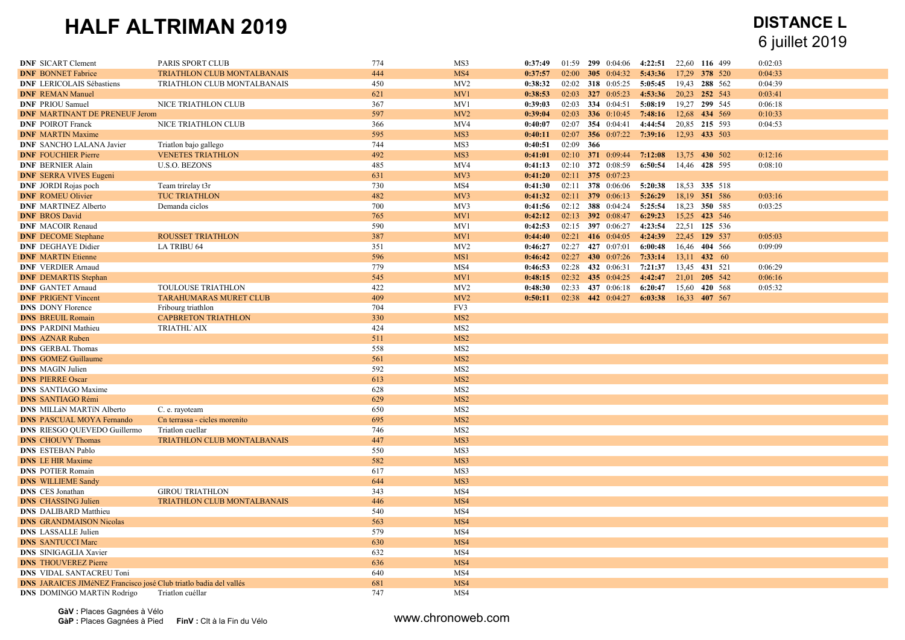# HALF ALTRIMAN 2019

**DISTANCE L**
6 juillet 2019

| Clt | Nom | Club | Dossard | Cat. | Natation | | Rang | T1 | Vélo | Vitesse | Rang | GàV | T2 |
|---|---|---|---|---|---|---|---|---|---|---|---|---|---|
| **DNF** | SICART Clement | PARIS SPORT CLUB | 774 | MS3 | **0:37:49** | 01:59 | **299** | 0:04:06 | **4:22:51** | 22,60 | **116** | 499 | 0:02:03 |
| **DNF** | BONNET Fabrice | TRIATHLON CLUB MONTALBANAIS | 444 | MS4 | **0:37:57** | 02:00 | **305** | 0:04:32 | **5:43:36** | 17,29 | **378** | 520 | 0:04:33 |
| **DNF** | LERICOLAIS Sébastiens | TRIATHLON CLUB MONTALBANAIS | 450 | MV2 | **0:38:32** | 02:02 | **318** | 0:05:25 | **5:05:45** | 19,43 | **288** | 562 | 0:04:39 |
| **DNF** | REMAN Manuel | | 621 | MV1 | **0:38:53** | 02:03 | **327** | 0:05:23 | **4:53:36** | 20,23 | **252** | 543 | 0:03:41 |
| **DNF** | PRIOU Samuel | NICE TRIATHLON CLUB | 367 | MV1 | **0:39:03** | 02:03 | **334** | 0:04:51 | **5:08:19** | 19,27 | **299** | 545 | 0:06:18 |
| **DNF** | MARTINANT DE PRENEUF Jerom | | 597 | MV2 | **0:39:04** | 02:03 | **336** | 0:10:45 | **7:48:16** | 12,68 | **434** | 569 | 0:10:33 |
| **DNF** | POIROT Franck | NICE TRIATHLON CLUB | 366 | MV4 | **0:40:07** | 02:07 | **354** | 0:04:41 | **4:44:54** | 20,85 | **215** | 593 | 0:04:53 |
| **DNF** | MARTIN Maxime | | 595 | MS3 | **0:40:11** | 02:07 | **356** | 0:07:22 | **7:39:16** | 12,93 | **433** | 503 | |
| **DNF** | SANCHO LALANA Javier | Triatlon bajo gallego | 744 | MS3 | **0:40:51** | 02:09 | **366** | | | | | | |
| **DNF** | FOUCHIER Pierre | VENETES TRIATHLON | 492 | MS3 | **0:41:01** | 02:10 | **371** | 0:09:44 | **7:12:08** | 13,75 | **430** | 502 | 0:12:16 |
| **DNF** | BERNIER Alain | U.S.O. BEZONS | 485 | MV4 | **0:41:13** | 02:10 | **372** | 0:08:59 | **6:50:54** | 14,46 | **428** | 595 | 0:08:10 |
| **DNF** | SERRA VIVES Eugeni | | 631 | MV3 | **0:41:20** | 02:11 | **375** | 0:07:23 | | | | | |
| **DNF** | JORDI Rojas poch | Team trirelay t3r | 730 | MS4 | **0:41:30** | 02:11 | **378** | 0:06:06 | **5:20:38** | 18,53 | **335** | 518 | |
| **DNF** | ROMEU Olivier | TUC TRIATHLON | 482 | MV3 | **0:41:32** | 02:11 | **379** | 0:06:13 | **5:26:29** | 18,19 | **351** | 586 | 0:03:16 |
| **DNF** | MARTINEZ Alberto | Demanda ciclos | 700 | MV3 | **0:41:56** | 02:12 | **388** | 0:04:24 | **5:25:54** | 18,23 | **350** | 585 | 0:03:25 |
| **DNF** | BROS David | | 765 | MV1 | **0:42:12** | 02:13 | **392** | 0:08:47 | **6:29:23** | 15,25 | **423** | 546 | |
| **DNF** | MACOIR Renaud | | 590 | MV1 | **0:42:53** | 02:15 | **397** | 0:06:27 | **4:23:54** | 22,51 | **125** | 536 | |
| **DNF** | DECOME Stephane | ROUSSET TRIATHLON | 387 | MV1 | **0:44:40** | 02:21 | **416** | 0:04:05 | **4:24:39** | 22,45 | **129** | 537 | 0:05:03 |
| **DNF** | DEGHAYE Didier | LA TRIBU 64 | 351 | MV2 | **0:46:27** | 02:27 | **427** | 0:07:01 | **6:00:48** | 16,46 | **404** | 566 | 0:09:09 |
| **DNF** | MARTIN Etienne | | 596 | MS1 | **0:46:42** | 02:27 | **430** | 0:07:26 | **7:33:14** | 13,11 | **432** | 60 | |
| **DNF** | VERDIER Arnaud | | 779 | MS4 | **0:46:53** | 02:28 | **432** | 0:06:31 | **7:21:37** | 13,45 | **431** | 521 | 0:06:29 |
| **DNF** | DEMARTIS Stephan | | 545 | MV1 | **0:48:15** | 02:32 | **435** | 0:04:25 | **4:42:47** | 21,01 | **205** | 542 | 0:06:16 |
| **DNF** | GANTET Arnaud | TOULOUSE TRIATHLON | 422 | MV2 | **0:48:30** | 02:33 | **437** | 0:06:18 | **6:20:47** | 15,60 | **420** | 568 | 0:05:32 |
| **DNF** | PRIGENT Vincent | TARAHUMARAS MURET CLUB | 409 | MV2 | **0:50:11** | 02:38 | **442** | 0:04:27 | **6:03:38** | 16,33 | **407** | 567 | |
| **DNS** | DONY Florence | Fribourg triathlon | 704 | FV3 | | | | | | | | | |
| **DNS** | BREUIL Romain | CAPBRETON TRIATHLON | 330 | MS2 | | | | | | | | | |
| **DNS** | PARDINI Mathieu | TRIATHL`AIX | 424 | MS2 | | | | | | | | | |
| **DNS** | AZNAR Ruben | | 511 | MS2 | | | | | | | | | |
| **DNS** | GERBAL Thomas | | 558 | MS2 | | | | | | | | | |
| **DNS** | GOMEZ Guillaume | | 561 | MS2 | | | | | | | | | |
| **DNS** | MAGIN Julien | | 592 | MS2 | | | | | | | | | |
| **DNS** | PIERRE Oscar | | 613 | MS2 | | | | | | | | | |
| **DNS** | SANTIAGO Maxime | | 628 | MS2 | | | | | | | | | |
| **DNS** | SANTIAGO Rémi | | 629 | MS2 | | | | | | | | | |
| **DNS** | MILLáN MARTíN Alberto | C. e. rayoteam | 650 | MS2 | | | | | | | | | |
| **DNS** | PASCUAL MOYA Fernando | Cn terrassa - cicles morenito | 695 | MS2 | | | | | | | | | |
| **DNS** | RIESGO QUEVEDO Guillermo | Triatlon cuellar | 746 | MS2 | | | | | | | | | |
| **DNS** | CHOUVY Thomas | TRIATHLON CLUB MONTALBANAIS | 447 | MS3 | | | | | | | | | |
| **DNS** | ESTEBAN Pablo | | 550 | MS3 | | | | | | | | | |
| **DNS** | LE HIR Maxime | | 582 | MS3 | | | | | | | | | |
| **DNS** | POTIER Romain | | 617 | MS3 | | | | | | | | | |
| **DNS** | WILLIEME Sandy | | 644 | MS3 | | | | | | | | | |
| **DNS** | CES Jonathan | GIROU TRIATHLON | 343 | MS4 | | | | | | | | | |
| **DNS** | CHASSING Julien | TRIATHLON CLUB MONTALBANAIS | 446 | MS4 | | | | | | | | | |
| **DNS** | DALIBARD Matthieu | | 540 | MS4 | | | | | | | | | |
| **DNS** | GRANDMAISON Nicolas | | 563 | MS4 | | | | | | | | | |
| **DNS** | LASSALLE Julien | | 579 | MS4 | | | | | | | | | |
| **DNS** | SANTUCCI Marc | | 630 | MS4 | | | | | | | | | |
| **DNS** | SINIGAGLIA Xavier | | 632 | MS4 | | | | | | | | | |
| **DNS** | THOUVEREZ Pierre | | 636 | MS4 | | | | | | | | | |
| **DNS** | VIDAL SANTACREU Toni | | 640 | MS4 | | | | | | | | | |
| **DNS** | JARAICES JIMéNEZ Francisco josé | Club triatlo badia del vallés | 681 | MS4 | | | | | | | | | |
| **DNS** | DOMINGO MARTíN Rodrigo | Triatlon cuéllar | 747 | MS4 | | | | | | | | | |

**GàV :** Places Gagnées à Vélo
**GàP :** Places Gagnées à Pied **FinV :** Clt à la Fin du Vélo

www.chronoweb.com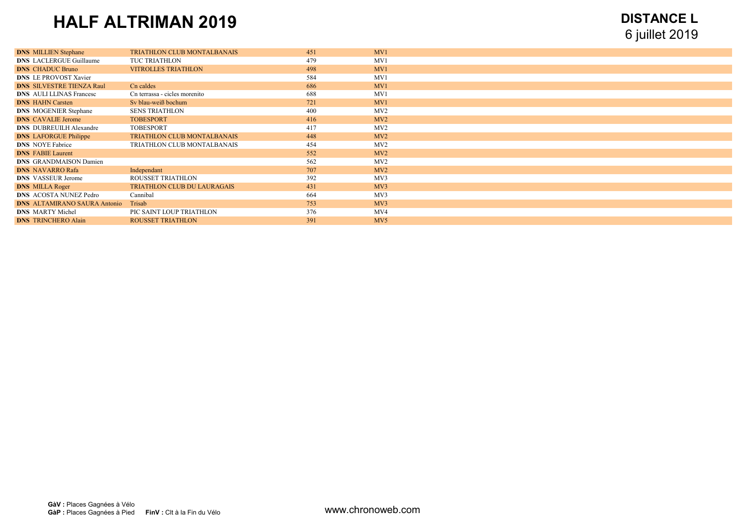# HALF ALTRIMAN 2019

**DISTANCE L**
6 juillet 2019

| | | | |
|---|---|---|---|
| **DNS** MILLIEN Stephane | TRIATHLON CLUB MONTALBANAIS | 451 | MV1 |
| **DNS** LACLERGUE Guillaume | TUC TRIATHLON | 479 | MV1 |
| **DNS** CHADUC Bruno | VITROLLES TRIATHLON | 498 | MV1 |
| **DNS** LE PROVOST Xavier | | 584 | MV1 |
| **DNS** SILVESTRE TIENZA Raul | Cn caldes | 686 | MV1 |
| **DNS** AULI LLINAS Francesc | Cn terrassa - cicles morenito | 688 | MV1 |
| **DNS** HAHN Carsten | Sv blau-weiß bochum | 721 | MV1 |
| **DNS** MOGENIER Stephane | SENS TRIATHLON | 400 | MV2 |
| **DNS** CAVALIE Jerome | TOBESPORT | 416 | MV2 |
| **DNS** DUBREUILH Alexandre | TOBESPORT | 417 | MV2 |
| **DNS** LAFORGUE Philippe | TRIATHLON CLUB MONTALBANAIS | 448 | MV2 |
| **DNS** NOYE Fabrice | TRIATHLON CLUB MONTALBANAIS | 454 | MV2 |
| **DNS** FABIE Laurent | | 552 | MV2 |
| **DNS** GRANDMAISON Damien | | 562 | MV2 |
| **DNS** NAVARRO Rafa | Independant | 707 | MV2 |
| **DNS** VASSEUR Jerome | ROUSSET TRIATHLON | 392 | MV3 |
| **DNS** MILLA Roger | TRIATHLON CLUB DU LAURAGAIS | 431 | MV3 |
| **DNS** ACOSTA NUNEZ Pedro | Cannibal | 664 | MV3 |
| **DNS** ALTAMIRANO SAURA Antonio | Trisab | 753 | MV3 |
| **DNS** MARTY Michel | PIC SAINT LOUP TRIATHLON | 376 | MV4 |
| **DNS** TRINCHERO Alain | ROUSSET TRIATHLON | 391 | MV5 |

**GàV :** Places Gagnées à Vélo
**GàP :** Places Gagnées à Pied **FinV :** Clt à la Fin du Vélo

www.chronoweb.com